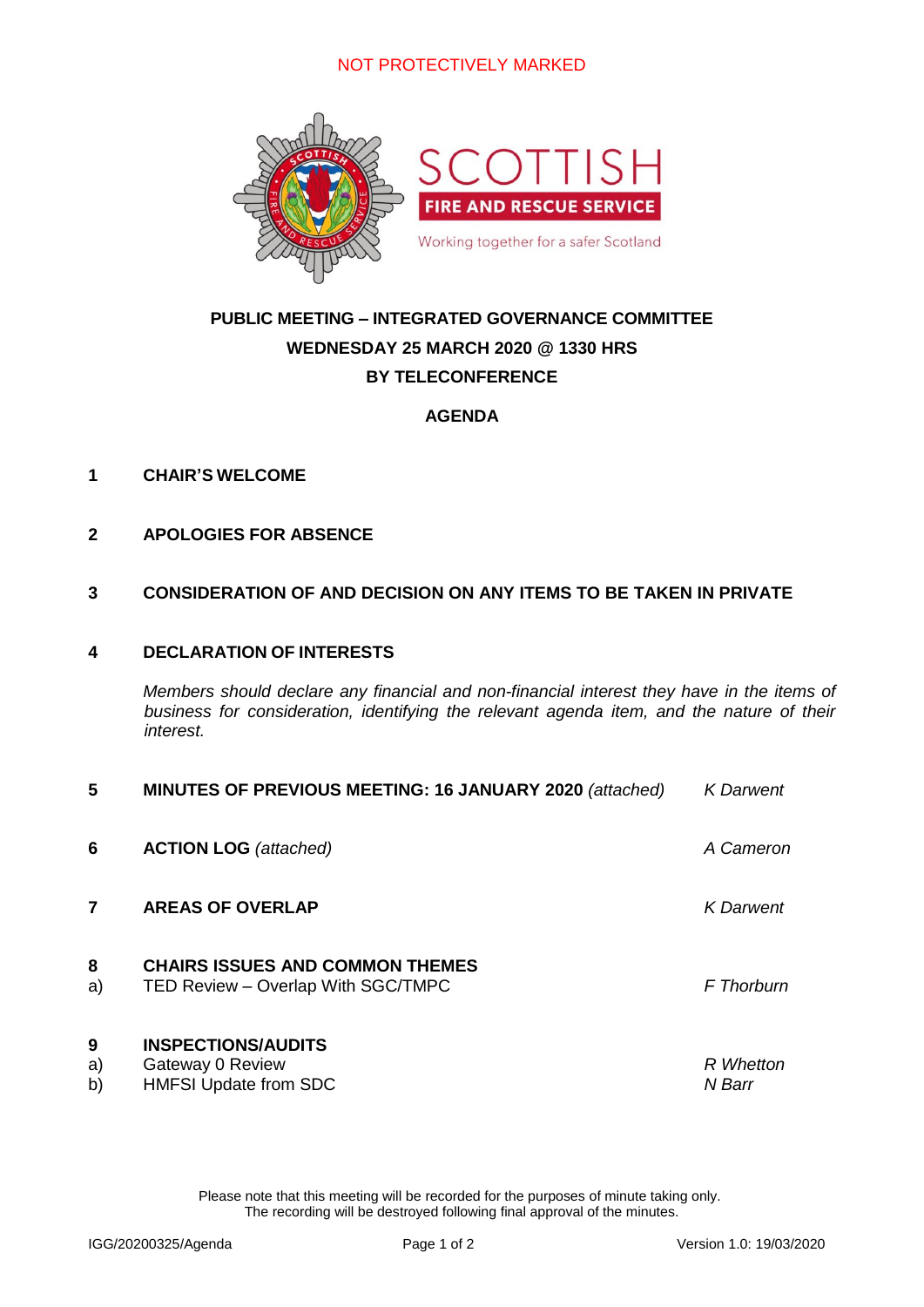NOT PROTECTIVELY MARKED

# PUBLIC MEETING – INTEGRATED GOVERNANCE COMMITTEE

## WEDNESDAY 25 MARCH 2020 @ 1330 HRS

## BY TELECONFERENCE

## AGENDA

**1 CHAIR'S WELCOME**

**2 APOLOGIES FOR ABSENCE**

**3 CONSIDERATION OF AND DECISION ON ANY ITEMS TO BE TAKEN IN PRIVATE**

**4 DECLARATION OF INTERESTS**

*Members should declare any financial and non-financial interest they have in the items of business for consideration, identifying the relevant agenda item, and the nature of their interest.*

| | | |
|---|---|---|
| **5** | **MINUTES OF PREVIOUS MEETING: 16 JANUARY 2020** *(attached)* | *K Darwent* |
| **6** | **ACTION LOG** *(attached)* | *A Cameron* |
| **7** | **AREAS OF OVERLAP** | *K Darwent* |
| **8** | **CHAIRS ISSUES AND COMMON THEMES** | |
| a) | TED Review – Overlap With SGC/TMPC | *F Thorburn* |
| **9** | **INSPECTIONS/AUDITS** | |
| a) | Gateway 0 Review | *R Whetton* |
| b) | HMFSI Update from SDC | *N Barr* |

Please note that this meeting will be recorded for the purposes of minute taking only.
The recording will be destroyed following final approval of the minutes.

IGG/20200325/Agenda Version 1.0: 19/03/2020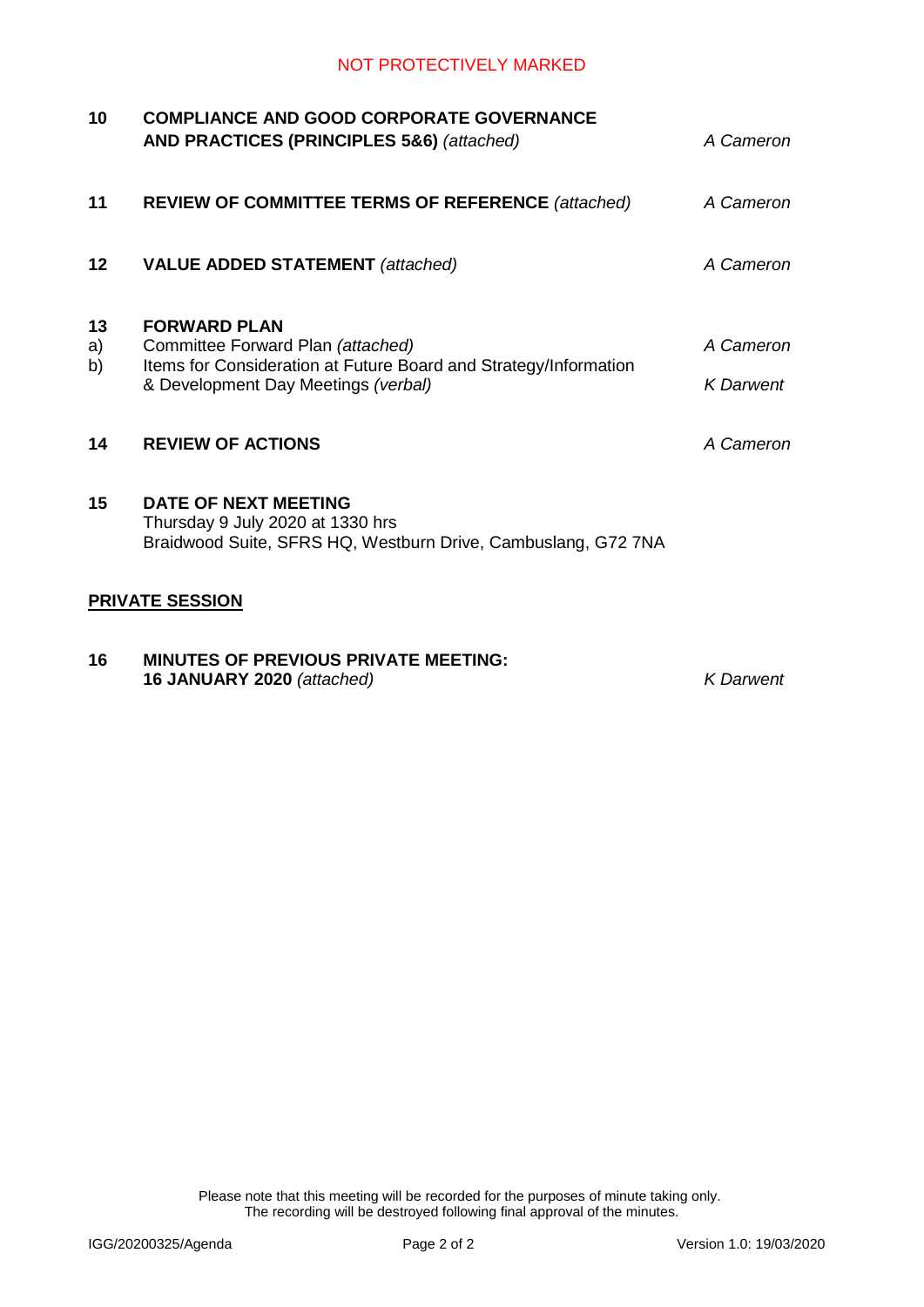NOT PROTECTIVELY MARKED

| | | |
|---|---|---|
| **10** | **COMPLIANCE AND GOOD CORPORATE GOVERNANCE AND PRACTICES (PRINCIPLES 5&6)** *(attached)* | *A Cameron* |
| **11** | **REVIEW OF COMMITTEE TERMS OF REFERENCE** *(attached)* | *A Cameron* |
| **12** | **VALUE ADDED STATEMENT** *(attached)* | *A Cameron* |
| **13** | **FORWARD PLAN** | |
| a) | Committee Forward Plan *(attached)* | *A Cameron* |
| b) | Items for Consideration at Future Board and Strategy/Information & Development Day Meetings *(verbal)* | *K Darwent* |
| **14** | **REVIEW OF ACTIONS** | *A Cameron* |
| **15** | **DATE OF NEXT MEETING**<br>Thursday 9 July 2020 at 1330 hrs<br>Braidwood Suite, SFRS HQ, Westburn Drive, Cambuslang, G72 7NA | |

**PRIVATE SESSION**

| | | |
|---|---|---|
| **16** | **MINUTES OF PREVIOUS PRIVATE MEETING: 16 JANUARY 2020** *(attached)* | *K Darwent* |

Please note that this meeting will be recorded for the purposes of minute taking only.
The recording will be destroyed following final approval of the minutes.

IGG/20200325/Agenda    Version 1.0: 19/03/2020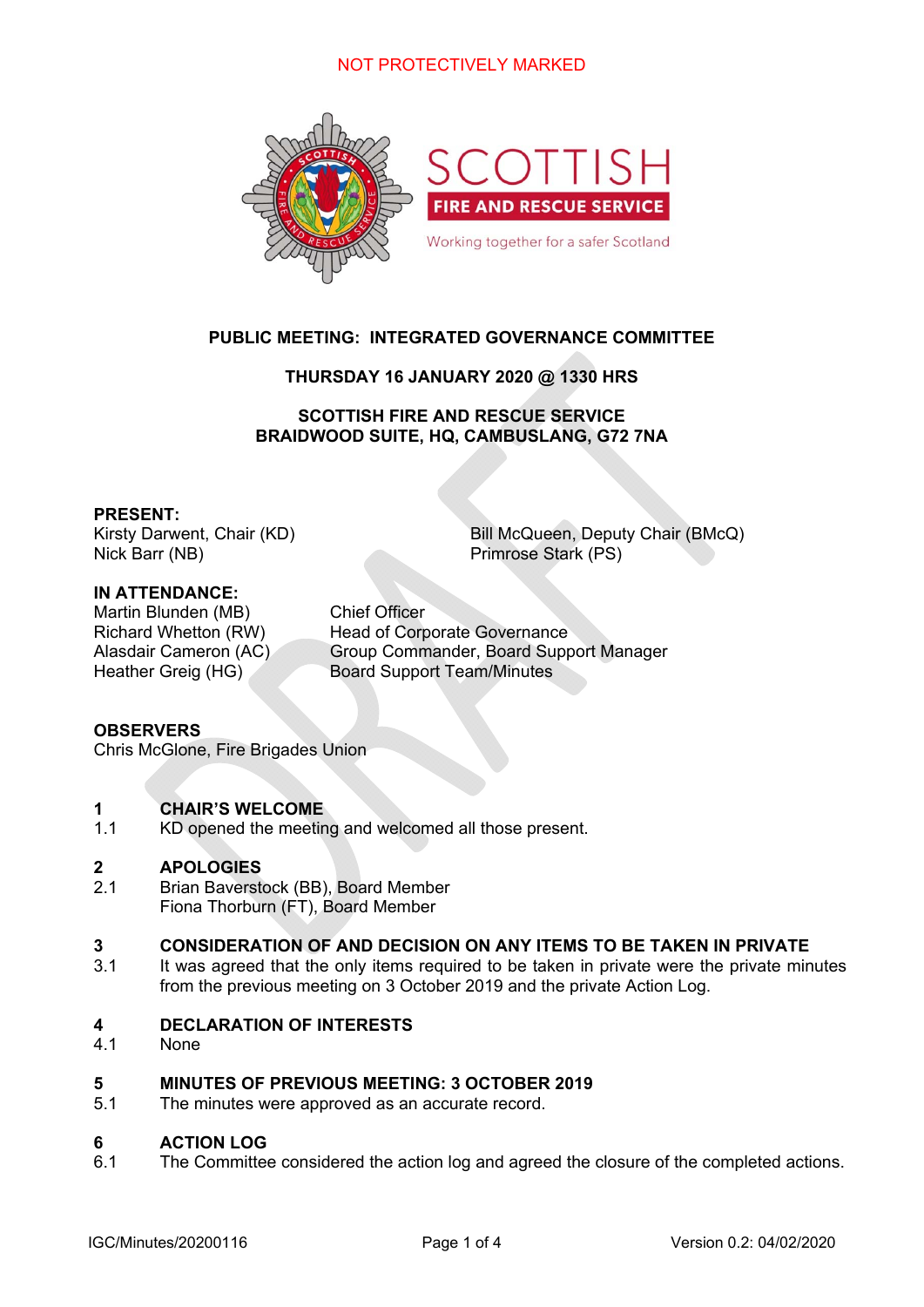NOT PROTECTIVELY MARKED

# PUBLIC MEETING: INTEGRATED GOVERNANCE COMMITTEE

**THURSDAY 16 JANUARY 2020 @ 1330 HRS**

**SCOTTISH FIRE AND RESCUE SERVICE**
**BRAIDWOOD SUITE, HQ, CAMBUSLANG, G72 7NA**

**PRESENT:**

Kirsty Darwent, Chair (KD)
Bill McQueen, Deputy Chair (BMcQ)
Nick Barr (NB)
Primrose Stark (PS)

**IN ATTENDANCE:**

| | |
|---|---|
| Martin Blunden (MB) | Chief Officer |
| Richard Whetton (RW) | Head of Corporate Governance |
| Alasdair Cameron (AC) | Group Commander, Board Support Manager |
| Heather Greig (HG) | Board Support Team/Minutes |

**OBSERVERS**

Chris McGlone, Fire Brigades Union

## 1 CHAIR'S WELCOME

1.1 KD opened the meeting and welcomed all those present.

## 2 APOLOGIES

2.1 Brian Baverstock (BB), Board Member
Fiona Thorburn (FT), Board Member

## 3 CONSIDERATION OF AND DECISION ON ANY ITEMS TO BE TAKEN IN PRIVATE

3.1 It was agreed that the only items required to be taken in private were the private minutes from the previous meeting on 3 October 2019 and the private Action Log.

## 4 DECLARATION OF INTERESTS

4.1 None

## 5 MINUTES OF PREVIOUS MEETING: 3 OCTOBER 2019

5.1 The minutes were approved as an accurate record.

## 6 ACTION LOG

6.1 The Committee considered the action log and agreed the closure of the completed actions.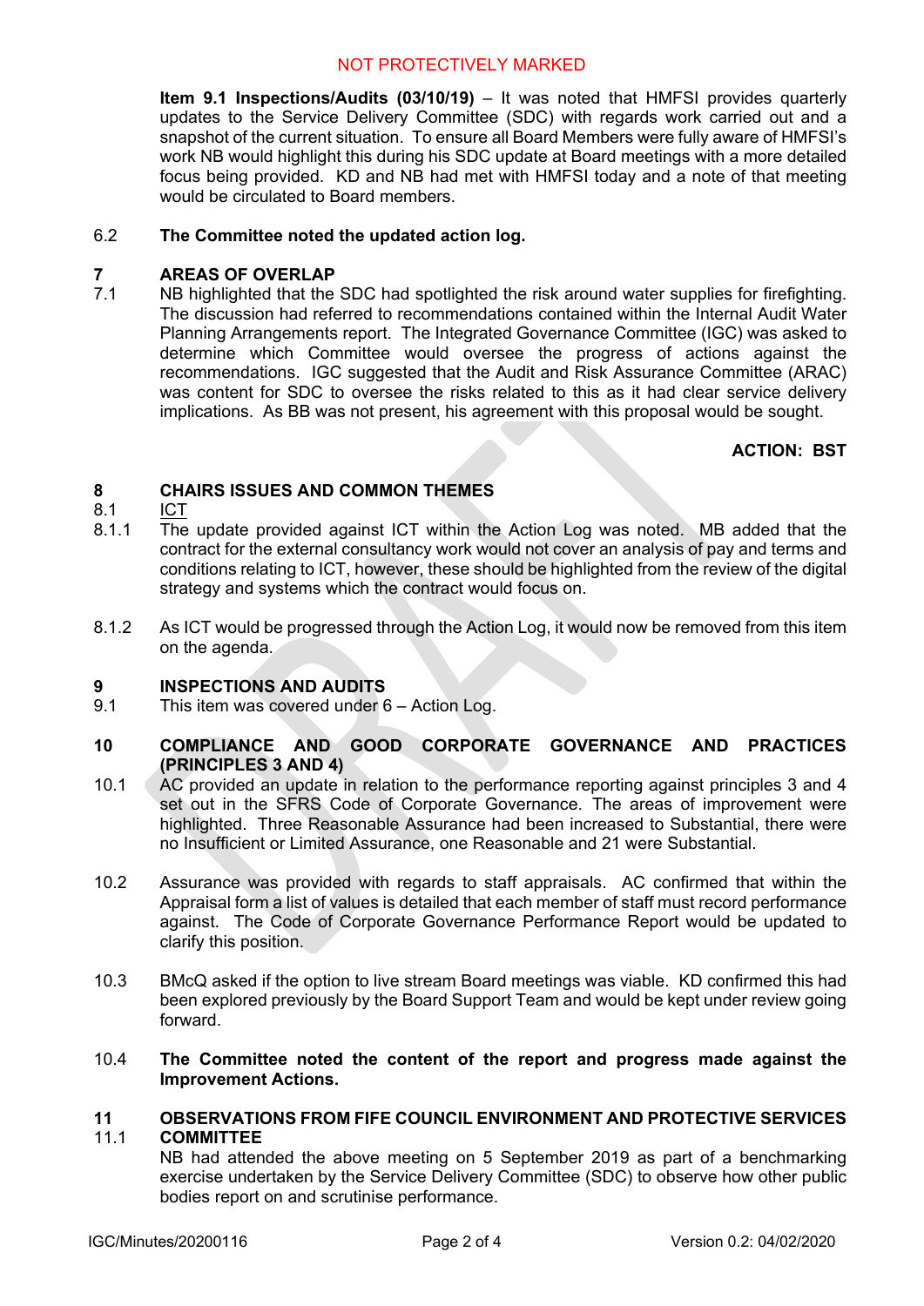**Item 9.1 Inspections/Audits (03/10/19)** – It was noted that HMFSI provides quarterly updates to the Service Delivery Committee (SDC) with regards work carried out and a snapshot of the current situation. To ensure all Board Members were fully aware of HMFSI's work NB would highlight this during his SDC update at Board meetings with a more detailed focus being provided. KD and NB had met with HMFSI today and a note of that meeting would be circulated to Board members.

6.2 **The Committee noted the updated action log.**

## 7 AREAS OF OVERLAP

7.1 NB highlighted that the SDC had spotlighted the risk around water supplies for firefighting. The discussion had referred to recommendations contained within the Internal Audit Water Planning Arrangements report. The Integrated Governance Committee (IGC) was asked to determine which Committee would oversee the progress of actions against the recommendations. IGC suggested that the Audit and Risk Assurance Committee (ARAC) was content for SDC to oversee the risks related to this as it had clear service delivery implications. As BB was not present, his agreement with this proposal would be sought.

**ACTION: BST**

## 8 CHAIRS ISSUES AND COMMON THEMES

8.1 ICT

8.1.1 The update provided against ICT within the Action Log was noted. MB added that the contract for the external consultancy work would not cover an analysis of pay and terms and conditions relating to ICT, however, these should be highlighted from the review of the digital strategy and systems which the contract would focus on.

8.1.2 As ICT would be progressed through the Action Log, it would now be removed from this item on the agenda.

## 9 INSPECTIONS AND AUDITS

9.1 This item was covered under 6 – Action Log.

## 10 COMPLIANCE AND GOOD CORPORATE GOVERNANCE AND PRACTICES (PRINCIPLES 3 AND 4)

10.1 AC provided an update in relation to the performance reporting against principles 3 and 4 set out in the SFRS Code of Corporate Governance. The areas of improvement were highlighted. Three Reasonable Assurance had been increased to Substantial, there were no Insufficient or Limited Assurance, one Reasonable and 21 were Substantial.

10.2 Assurance was provided with regards to staff appraisals. AC confirmed that within the Appraisal form a list of values is detailed that each member of staff must record performance against. The Code of Corporate Governance Performance Report would be updated to clarify this position.

10.3 BMcQ asked if the option to live stream Board meetings was viable. KD confirmed this had been explored previously by the Board Support Team and would be kept under review going forward.

10.4 **The Committee noted the content of the report and progress made against the Improvement Actions.**

## 11 OBSERVATIONS FROM FIFE COUNCIL ENVIRONMENT AND PROTECTIVE SERVICES COMMITTEE

11.1 NB had attended the above meeting on 5 September 2019 as part of a benchmarking exercise undertaken by the Service Delivery Committee (SDC) to observe how other public bodies report on and scrutinise performance.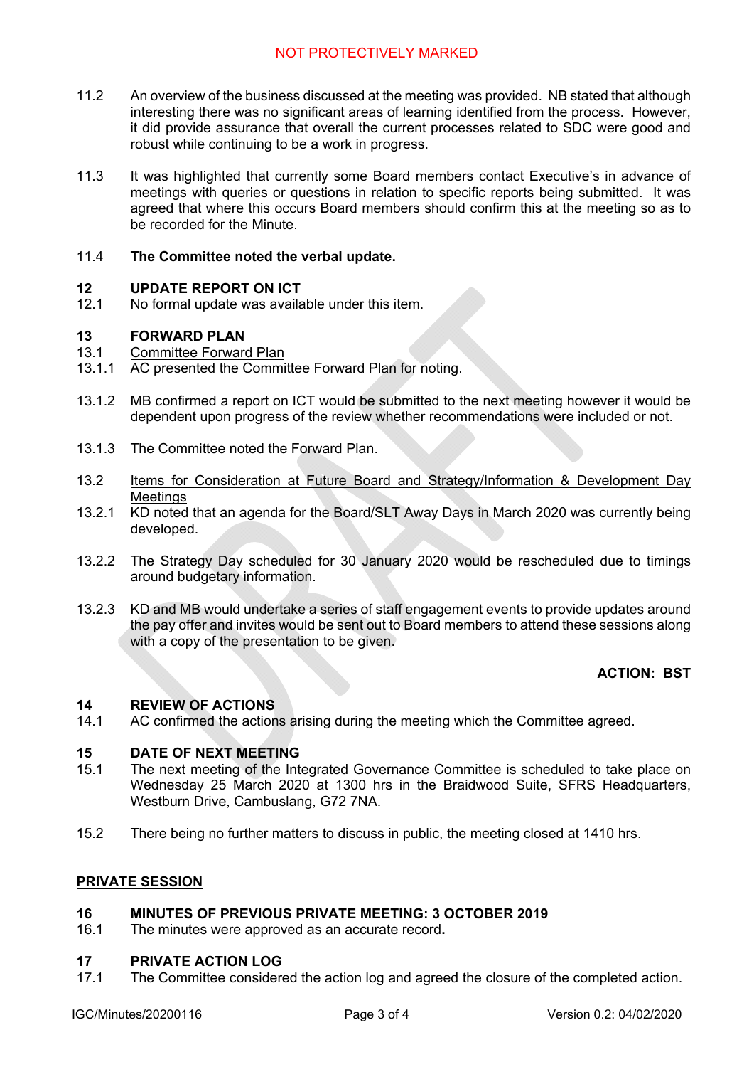11.2 An overview of the business discussed at the meeting was provided. NB stated that although interesting there was no significant areas of learning identified from the process. However, it did provide assurance that overall the current processes related to SDC were good and robust while continuing to be a work in progress.

11.3 It was highlighted that currently some Board members contact Executive's in advance of meetings with queries or questions in relation to specific reports being submitted. It was agreed that where this occurs Board members should confirm this at the meeting so as to be recorded for the Minute.

11.4 **The Committee noted the verbal update.**

**12 UPDATE REPORT ON ICT**

12.1 No formal update was available under this item.

**13 FORWARD PLAN**

13.1 Committee Forward Plan

13.1.1 AC presented the Committee Forward Plan for noting.

13.1.2 MB confirmed a report on ICT would be submitted to the next meeting however it would be dependent upon progress of the review whether recommendations were included or not.

13.1.3 The Committee noted the Forward Plan.

13.2 Items for Consideration at Future Board and Strategy/Information & Development Day Meetings

13.2.1 KD noted that an agenda for the Board/SLT Away Days in March 2020 was currently being developed.

13.2.2 The Strategy Day scheduled for 30 January 2020 would be rescheduled due to timings around budgetary information.

13.2.3 KD and MB would undertake a series of staff engagement events to provide updates around the pay offer and invites would be sent out to Board members to attend these sessions along with a copy of the presentation to be given.

**ACTION: BST**

**14 REVIEW OF ACTIONS**

14.1 AC confirmed the actions arising during the meeting which the Committee agreed.

**15 DATE OF NEXT MEETING**

15.1 The next meeting of the Integrated Governance Committee is scheduled to take place on Wednesday 25 March 2020 at 1300 hrs in the Braidwood Suite, SFRS Headquarters, Westburn Drive, Cambuslang, G72 7NA.

15.2 There being no further matters to discuss in public, the meeting closed at 1410 hrs.

**PRIVATE SESSION**

**16 MINUTES OF PREVIOUS PRIVATE MEETING: 3 OCTOBER 2019**

16.1 The minutes were approved as an accurate record.

**17 PRIVATE ACTION LOG**

17.1 The Committee considered the action log and agreed the closure of the completed action.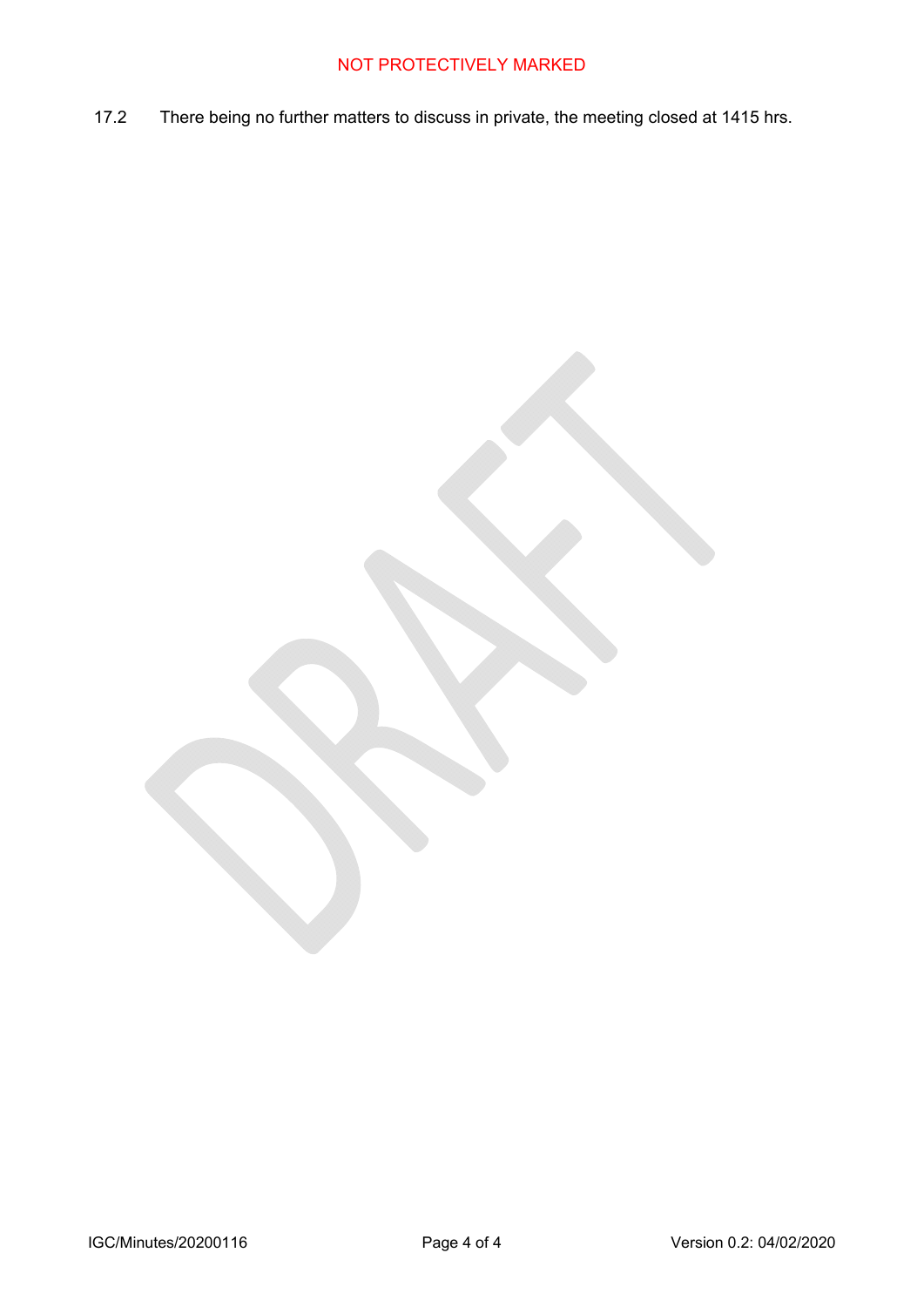17.2 There being no further matters to discuss in private, the meeting closed at 1415 hrs.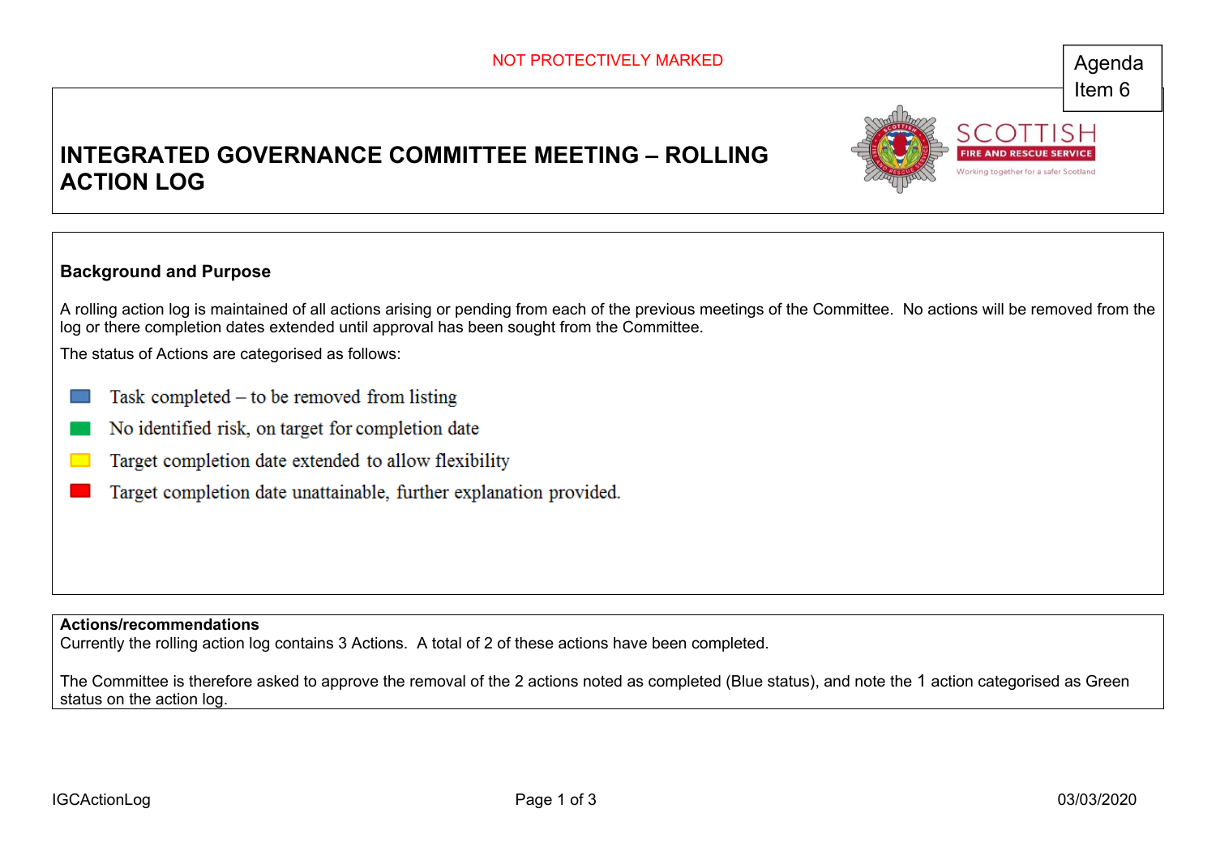NOT PROTECTIVELY MARKED

Agenda Item 6

# INTEGRATED GOVERNANCE COMMITTEE MEETING – ROLLING ACTION LOG

## Background and Purpose

A rolling action log is maintained of all actions arising or pending from each of the previous meetings of the Committee. No actions will be removed from the log or there completion dates extended until approval has been sought from the Committee.

The status of Actions are categorised as follows:

- Blue: Task completed – to be removed from listing
- Green: No identified risk, on target for completion date
- Yellow: Target completion date extended to allow flexibility
- Red: Target completion date unattainable, further explanation provided.

**Actions/recommendations**

Currently the rolling action log contains 3 Actions. A total of 2 of these actions have been completed.

The Committee is therefore asked to approve the removal of the 2 actions noted as completed (Blue status), and note the 1 action categorised as Green status on the action log.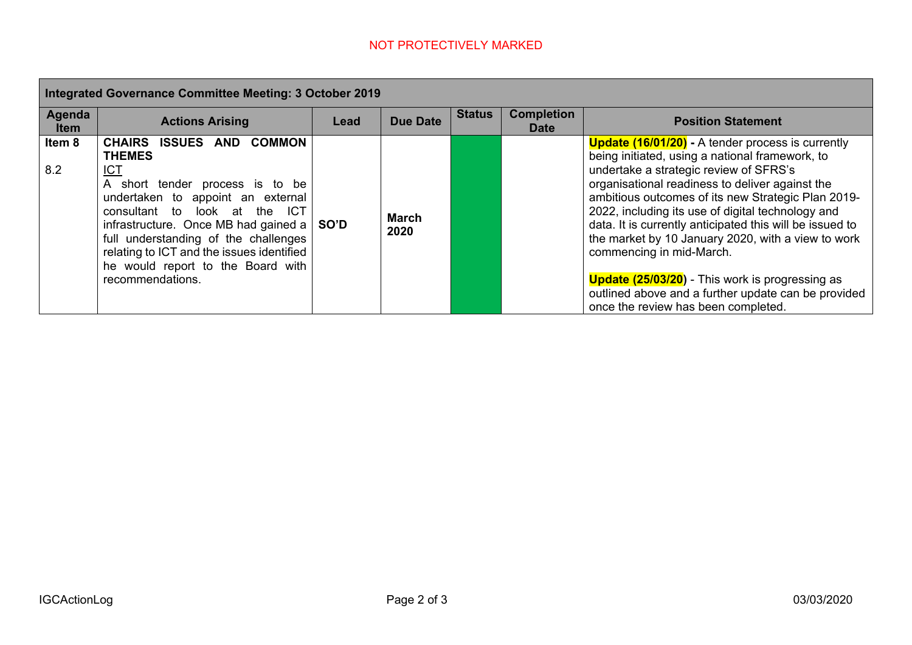NOT PROTECTIVELY MARKED

| Integrated Governance Committee Meeting: 3 October 2019 | | | | | | |
|---|---|---|---|---|---|---|
| **Agenda Item** | **Actions Arising** | **Lead** | **Due Date** | **Status** | **Completion Date** | **Position Statement** |
| **Item 8**<br><br>8.2 | **CHAIRS ISSUES AND COMMON THEMES**<br>ICT<br>A short tender process is to be undertaken to appoint an external consultant to look at the ICT infrastructure. Once MB had gained a full understanding of the challenges relating to ICT and the issues identified he would report to the Board with recommendations. | **SO'D** | **March 2020** | | | **Update (16/01/20) -** A tender process is currently being initiated, using a national framework, to undertake a strategic review of SFRS's organisational readiness to deliver against the ambitious outcomes of its new Strategic Plan 2019-2022, including its use of digital technology and data. It is currently anticipated this will be issued to the market by 10 January 2020, with a view to work commencing in mid-March.<br><br>**Update (25/03/20)** - This work is progressing as outlined above and a further update can be provided once the review has been completed. |

IGCActionLog

03/03/2020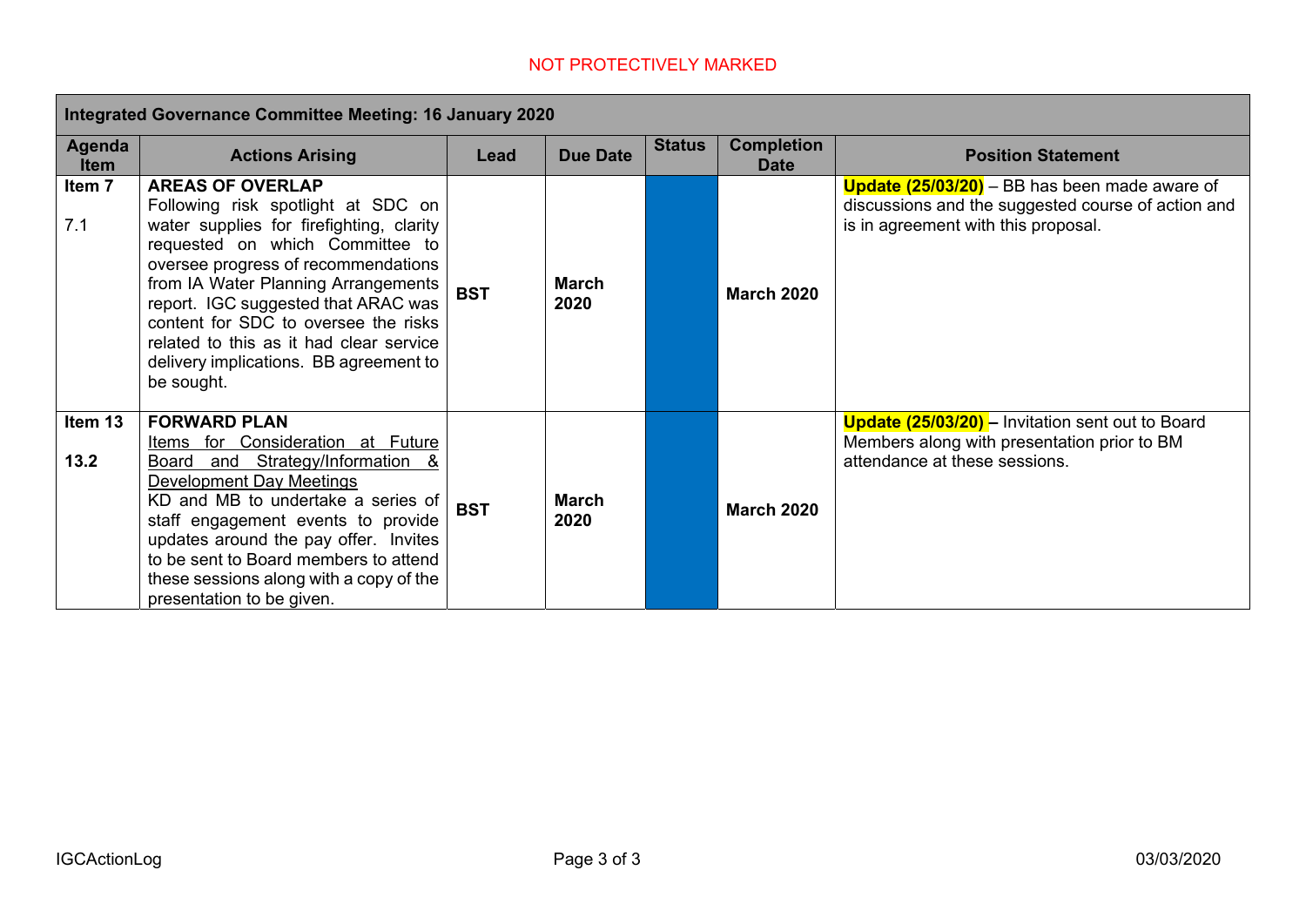NOT PROTECTIVELY MARKED

| Integrated Governance Committee Meeting: 16 January 2020 | | | | | | |
|---|---|---|---|---|---|---|
| **Agenda Item** | **Actions Arising** | **Lead** | **Due Date** | **Status** | **Completion Date** | **Position Statement** |
| **Item 7**<br><br>7.1 | **AREAS OF OVERLAP**<br>Following risk spotlight at SDC on water supplies for firefighting, clarity requested on which Committee to oversee progress of recommendations from IA Water Planning Arrangements report. IGC suggested that ARAC was content for SDC to oversee the risks related to this as it had clear service delivery implications. BB agreement to be sought. | **BST** | **March 2020** | | **March 2020** | **Update (25/03/20)** – BB has been made aware of discussions and the suggested course of action and is in agreement with this proposal. |
| **Item 13**<br><br>**13.2** | **FORWARD PLAN**<br>Items for Consideration at Future Board and Strategy/Information & Development Day Meetings<br>KD and MB to undertake a series of staff engagement events to provide updates around the pay offer. Invites to be sent to Board members to attend these sessions along with a copy of the presentation to be given. | **BST** | **March 2020** | | **March 2020** | **Update (25/03/20) –** Invitation sent out to Board Members along with presentation prior to BM attendance at these sessions. |

IGCActionLog 03/03/2020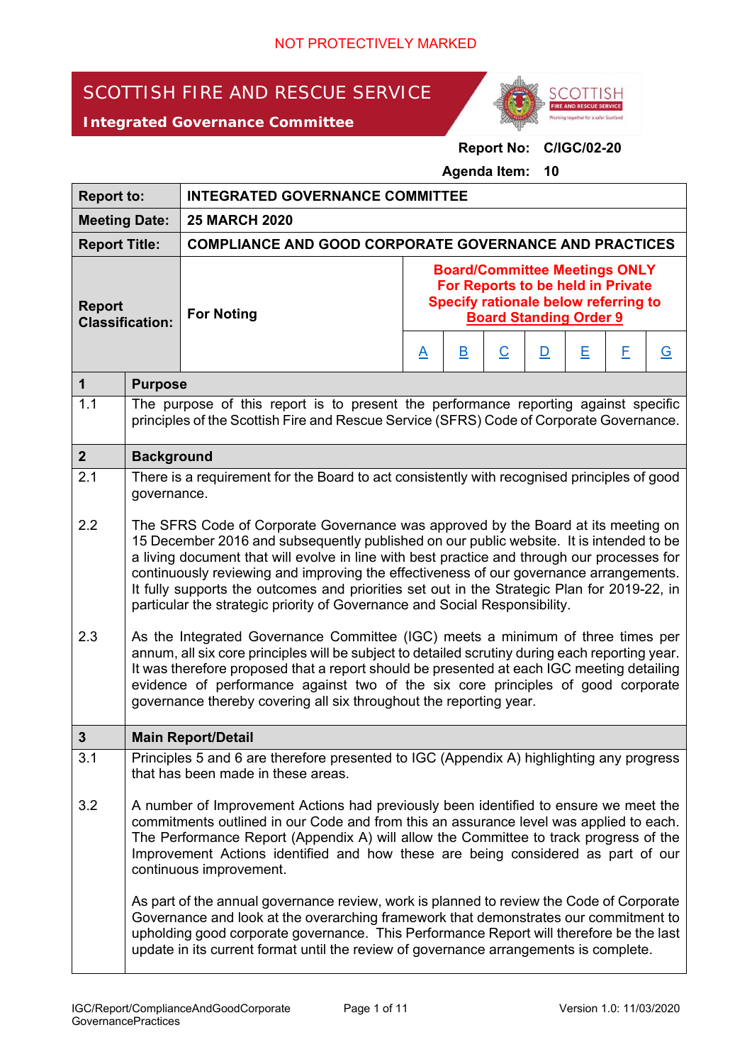NOT PROTECTIVELY MARKED

# SCOTTISH FIRE AND RESCUE SERVICE

**Integrated Governance Committee**

**Report No: C/IGC/02-20**

**Agenda Item: 10**

| **Report to:** | **INTEGRATED GOVERNANCE COMMITTEE** | | | | | | | |
|---|---|---|---|---|---|---|---|---|
| **Meeting Date:** | **25 MARCH 2020** | | | | | | | |
| **Report Title:** | **COMPLIANCE AND GOOD CORPORATE GOVERNANCE AND PRACTICES** | | | | | | | |
| **Report Classification:** | **For Noting** | **Board/Committee Meetings ONLY For Reports to be held in Private Specify rationale below referring to Board Standing Order 9** | | | | | | |
| | | A | B | C | D | E | F | G |

| **1** | **Purpose** |
|---|---|
| 1.1 | The purpose of this report is to present the performance reporting against specific principles of the Scottish Fire and Rescue Service (SFRS) Code of Corporate Governance. |
| **2** | **Background** |
| 2.1 | There is a requirement for the Board to act consistently with recognised principles of good governance. |
| 2.2 | The SFRS Code of Corporate Governance was approved by the Board at its meeting on 15 December 2016 and subsequently published on our public website. It is intended to be a living document that will evolve in line with best practice and through our processes for continuously reviewing and improving the effectiveness of our governance arrangements. It fully supports the outcomes and priorities set out in the Strategic Plan for 2019-22, in particular the strategic priority of Governance and Social Responsibility. |
| 2.3 | As the Integrated Governance Committee (IGC) meets a minimum of three times per annum, all six core principles will be subject to detailed scrutiny during each reporting year. It was therefore proposed that a report should be presented at each IGC meeting detailing evidence of performance against two of the six core principles of good corporate governance thereby covering all six throughout the reporting year. |
| **3** | **Main Report/Detail** |
| 3.1 | Principles 5 and 6 are therefore presented to IGC (Appendix A) highlighting any progress that has been made in these areas. |
| 3.2 | A number of Improvement Actions had previously been identified to ensure we meet the commitments outlined in our Code and from this an assurance level was applied to each. The Performance Report (Appendix A) will allow the Committee to track progress of the Improvement Actions identified and how these are being considered as part of our continuous improvement.<br><br>As part of the annual governance review, work is planned to review the Code of Corporate Governance and look at the overarching framework that demonstrates our commitment to upholding good corporate governance. This Performance Report will therefore be the last update in its current format until the review of governance arrangements is complete. |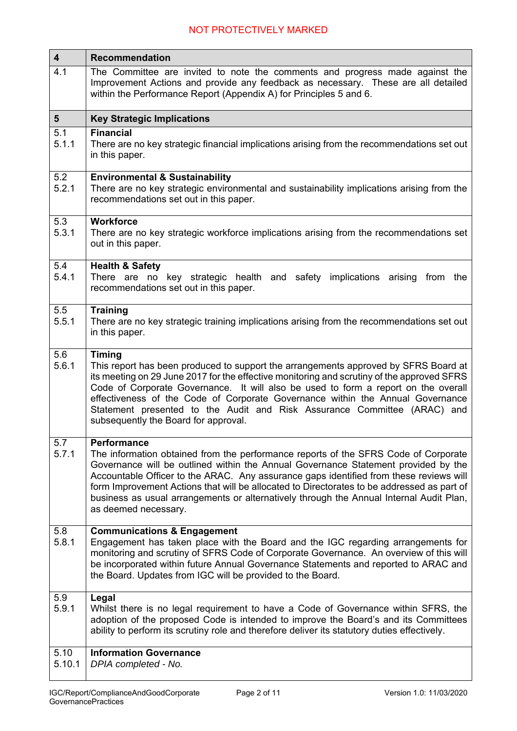| 4 | Recommendation |
|---|---|
| 4.1 | The Committee are invited to note the comments and progress made against the Improvement Actions and provide any feedback as necessary. These are all detailed within the Performance Report (Appendix A) for Principles 5 and 6. |
| **5** | **Key Strategic Implications** |
| 5.1<br>5.1.1 | **Financial**<br>There are no key strategic financial implications arising from the recommendations set out in this paper. |
| 5.2<br>5.2.1 | **Environmental & Sustainability**<br>There are no key strategic environmental and sustainability implications arising from the recommendations set out in this paper. |
| 5.3<br>5.3.1 | **Workforce**<br>There are no key strategic workforce implications arising from the recommendations set out in this paper. |
| 5.4<br>5.4.1 | **Health & Safety**<br>There are no key strategic health and safety implications arising from the recommendations set out in this paper. |
| 5.5<br>5.5.1 | **Training**<br>There are no key strategic training implications arising from the recommendations set out in this paper. |
| 5.6<br>5.6.1 | **Timing**<br>This report has been produced to support the arrangements approved by SFRS Board at its meeting on 29 June 2017 for the effective monitoring and scrutiny of the approved SFRS Code of Corporate Governance. It will also be used to form a report on the overall effectiveness of the Code of Corporate Governance within the Annual Governance Statement presented to the Audit and Risk Assurance Committee (ARAC) and subsequently the Board for approval. |
| 5.7<br>5.7.1 | **Performance**<br>The information obtained from the performance reports of the SFRS Code of Corporate Governance will be outlined within the Annual Governance Statement provided by the Accountable Officer to the ARAC. Any assurance gaps identified from these reviews will form Improvement Actions that will be allocated to Directorates to be addressed as part of business as usual arrangements or alternatively through the Annual Internal Audit Plan, as deemed necessary. |
| 5.8<br>5.8.1 | **Communications & Engagement**<br>Engagement has taken place with the Board and the IGC regarding arrangements for monitoring and scrutiny of SFRS Code of Corporate Governance. An overview of this will be incorporated within future Annual Governance Statements and reported to ARAC and the Board. Updates from IGC will be provided to the Board. |
| 5.9<br>5.9.1 | **Legal**<br>Whilst there is no legal requirement to have a Code of Governance within SFRS, the adoption of the proposed Code is intended to improve the Board's and its Committees ability to perform its scrutiny role and therefore deliver its statutory duties effectively. |
| 5.10<br>5.10.1 | **Information Governance**<br>*DPIA completed - No.* |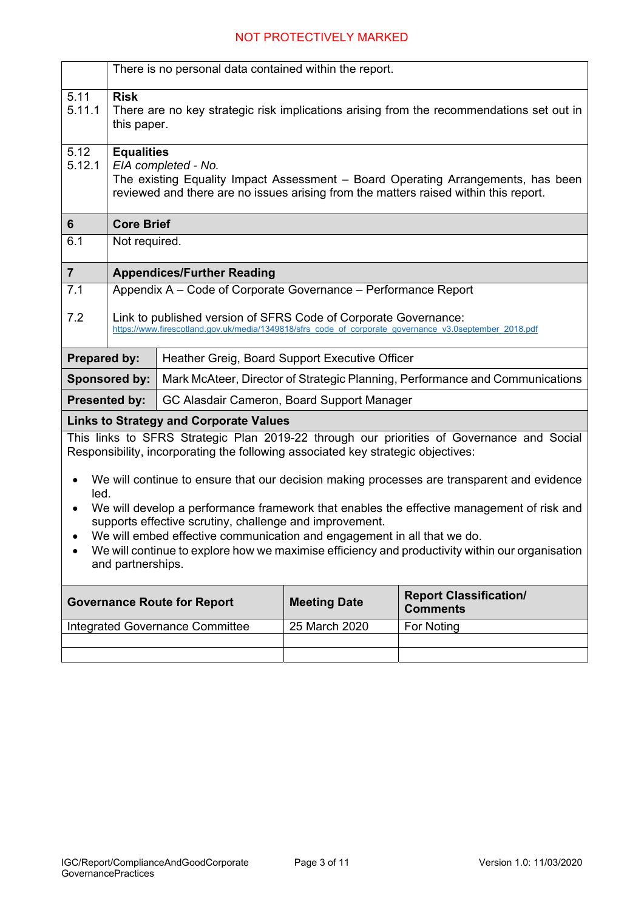| | |
|---|---|
| | There is no personal data contained within the report. |
| 5.11<br>5.11.1 | **Risk**<br>There are no key strategic risk implications arising from the recommendations set out in this paper. |
| 5.12<br>5.12.1 | **Equalities**<br>*EIA completed - No.*<br>The existing Equality Impact Assessment – Board Operating Arrangements, has been reviewed and there are no issues arising from the matters raised within this report. |
| **6** | **Core Brief** |
| 6.1 | Not required. |
| **7** | **Appendices/Further Reading** |
| 7.1 | Appendix A – Code of Corporate Governance – Performance Report |
| 7.2 | Link to published version of SFRS Code of Corporate Governance:<br>https://www.firescotland.gov.uk/media/1349818/sfrs_code_of_corporate_governance_v3.0september_2018.pdf |

| | |
|---|---|
| **Prepared by:** | Heather Greig, Board Support Executive Officer |
| **Sponsored by:** | Mark McAteer, Director of Strategic Planning, Performance and Communications |
| **Presented by:** | GC Alasdair Cameron, Board Support Manager |

**Links to Strategy and Corporate Values**

This links to SFRS Strategic Plan 2019-22 through our priorities of Governance and Social Responsibility, incorporating the following associated key strategic objectives:

- We will continue to ensure that our decision making processes are transparent and evidence led.
- We will develop a performance framework that enables the effective management of risk and supports effective scrutiny, challenge and improvement.
- We will embed effective communication and engagement in all that we do.
- We will continue to explore how we maximise efficiency and productivity within our organisation and partnerships.

| Governance Route for Report | Meeting Date | Report Classification/ Comments |
|---|---|---|
| Integrated Governance Committee | 25 March 2020 | For Noting |
| | | |
| | | |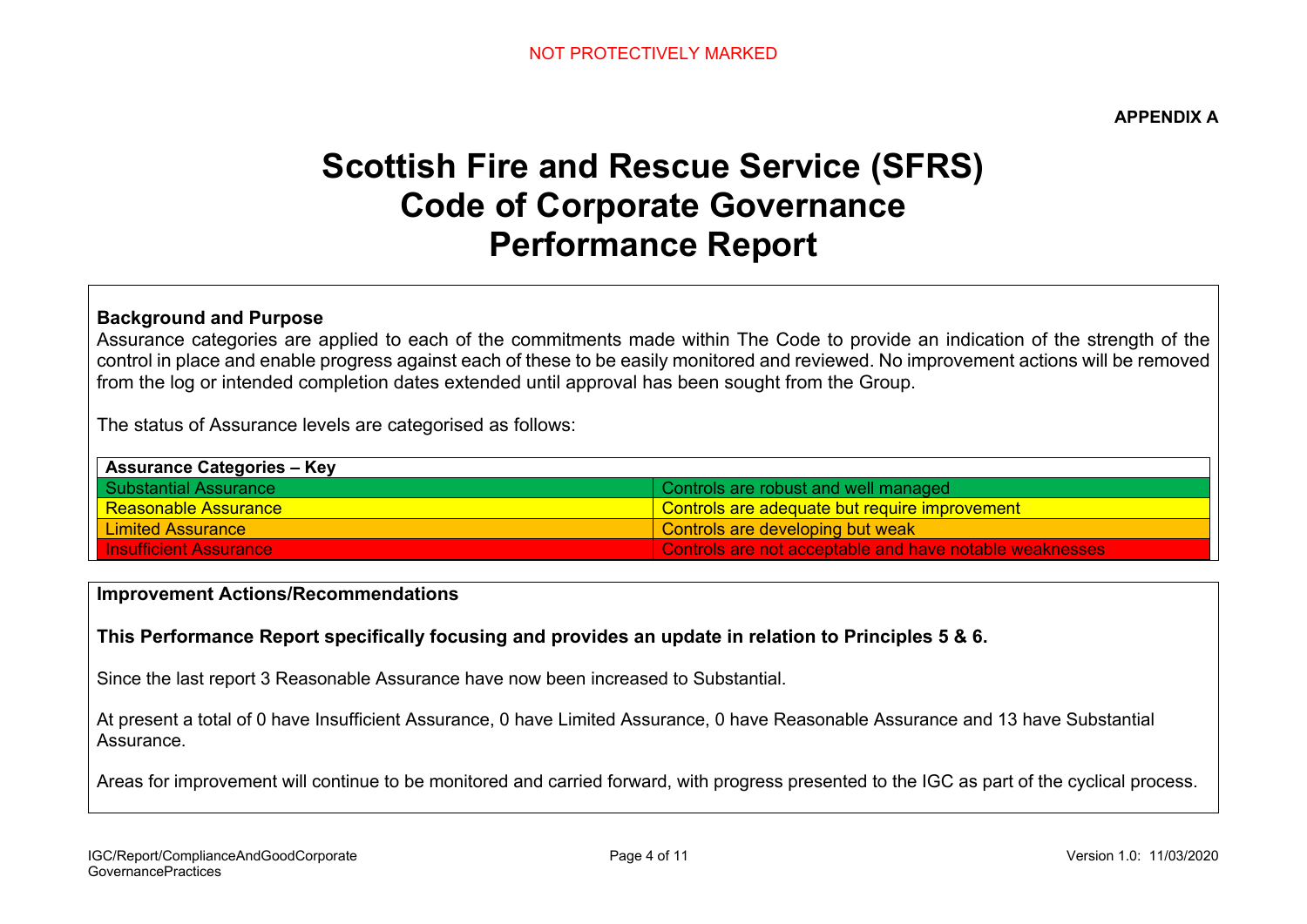NOT PROTECTIVELY MARKED

**APPENDIX A**

# Scottish Fire and Rescue Service (SFRS) Code of Corporate Governance Performance Report

**Background and Purpose**

Assurance categories are applied to each of the commitments made within The Code to provide an indication of the strength of the control in place and enable progress against each of these to be easily monitored and reviewed. No improvement actions will be removed from the log or intended completion dates extended until approval has been sought from the Group.

The status of Assurance levels are categorised as follows:

| Assurance Categories – Key | |
|---|---|
| Substantial Assurance | Controls are robust and well managed |
| Reasonable Assurance | Controls are adequate but require improvement |
| Limited Assurance | Controls are developing but weak |
| Insufficient Assurance | Controls are not acceptable and have notable weaknesses |

**Improvement Actions/Recommendations**

**This Performance Report specifically focusing and provides an update in relation to Principles 5 & 6.**

Since the last report 3 Reasonable Assurance have now been increased to Substantial.

At present a total of 0 have Insufficient Assurance, 0 have Limited Assurance, 0 have Reasonable Assurance and 13 have Substantial Assurance.

Areas for improvement will continue to be monitored and carried forward, with progress presented to the IGC as part of the cyclical process.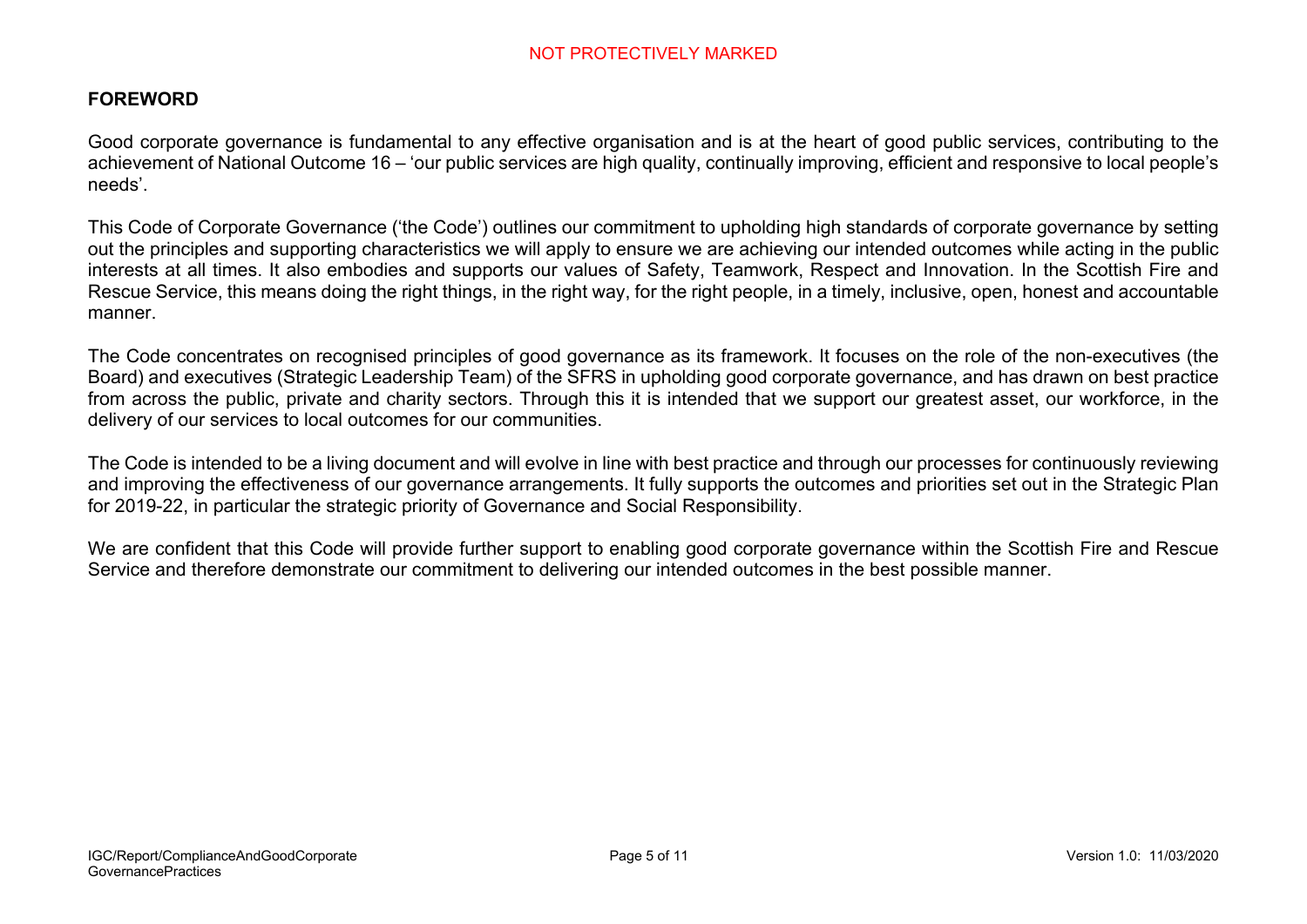## FOREWORD

Good corporate governance is fundamental to any effective organisation and is at the heart of good public services, contributing to the achievement of National Outcome 16 – 'our public services are high quality, continually improving, efficient and responsive to local people's needs'.

This Code of Corporate Governance ('the Code') outlines our commitment to upholding high standards of corporate governance by setting out the principles and supporting characteristics we will apply to ensure we are achieving our intended outcomes while acting in the public interests at all times. It also embodies and supports our values of Safety, Teamwork, Respect and Innovation. In the Scottish Fire and Rescue Service, this means doing the right things, in the right way, for the right people, in a timely, inclusive, open, honest and accountable manner.

The Code concentrates on recognised principles of good governance as its framework. It focuses on the role of the non-executives (the Board) and executives (Strategic Leadership Team) of the SFRS in upholding good corporate governance, and has drawn on best practice from across the public, private and charity sectors. Through this it is intended that we support our greatest asset, our workforce, in the delivery of our services to local outcomes for our communities.

The Code is intended to be a living document and will evolve in line with best practice and through our processes for continuously reviewing and improving the effectiveness of our governance arrangements. It fully supports the outcomes and priorities set out in the Strategic Plan for 2019-22, in particular the strategic priority of Governance and Social Responsibility.

We are confident that this Code will provide further support to enabling good corporate governance within the Scottish Fire and Rescue Service and therefore demonstrate our commitment to delivering our intended outcomes in the best possible manner.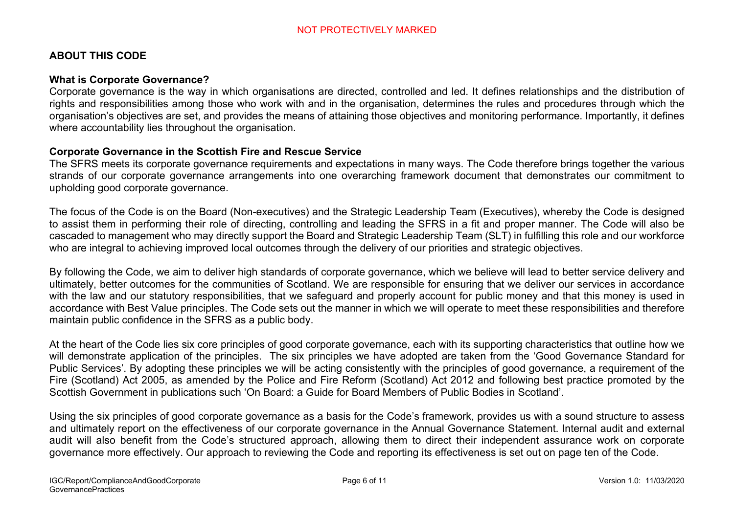## ABOUT THIS CODE

### What is Corporate Governance?

Corporate governance is the way in which organisations are directed, controlled and led. It defines relationships and the distribution of rights and responsibilities among those who work with and in the organisation, determines the rules and procedures through which the organisation's objectives are set, and provides the means of attaining those objectives and monitoring performance. Importantly, it defines where accountability lies throughout the organisation.

### Corporate Governance in the Scottish Fire and Rescue Service

The SFRS meets its corporate governance requirements and expectations in many ways. The Code therefore brings together the various strands of our corporate governance arrangements into one overarching framework document that demonstrates our commitment to upholding good corporate governance.

The focus of the Code is on the Board (Non-executives) and the Strategic Leadership Team (Executives), whereby the Code is designed to assist them in performing their role of directing, controlling and leading the SFRS in a fit and proper manner. The Code will also be cascaded to management who may directly support the Board and Strategic Leadership Team (SLT) in fulfilling this role and our workforce who are integral to achieving improved local outcomes through the delivery of our priorities and strategic objectives.

By following the Code, we aim to deliver high standards of corporate governance, which we believe will lead to better service delivery and ultimately, better outcomes for the communities of Scotland. We are responsible for ensuring that we deliver our services in accordance with the law and our statutory responsibilities, that we safeguard and properly account for public money and that this money is used in accordance with Best Value principles. The Code sets out the manner in which we will operate to meet these responsibilities and therefore maintain public confidence in the SFRS as a public body.

At the heart of the Code lies six core principles of good corporate governance, each with its supporting characteristics that outline how we will demonstrate application of the principles. The six principles we have adopted are taken from the 'Good Governance Standard for Public Services'. By adopting these principles we will be acting consistently with the principles of good governance, a requirement of the Fire (Scotland) Act 2005, as amended by the Police and Fire Reform (Scotland) Act 2012 and following best practice promoted by the Scottish Government in publications such 'On Board: a Guide for Board Members of Public Bodies in Scotland'.

Using the six principles of good corporate governance as a basis for the Code's framework, provides us with a sound structure to assess and ultimately report on the effectiveness of our corporate governance in the Annual Governance Statement. Internal audit and external audit will also benefit from the Code's structured approach, allowing them to direct their independent assurance work on corporate governance more effectively. Our approach to reviewing the Code and reporting its effectiveness is set out on page ten of the Code.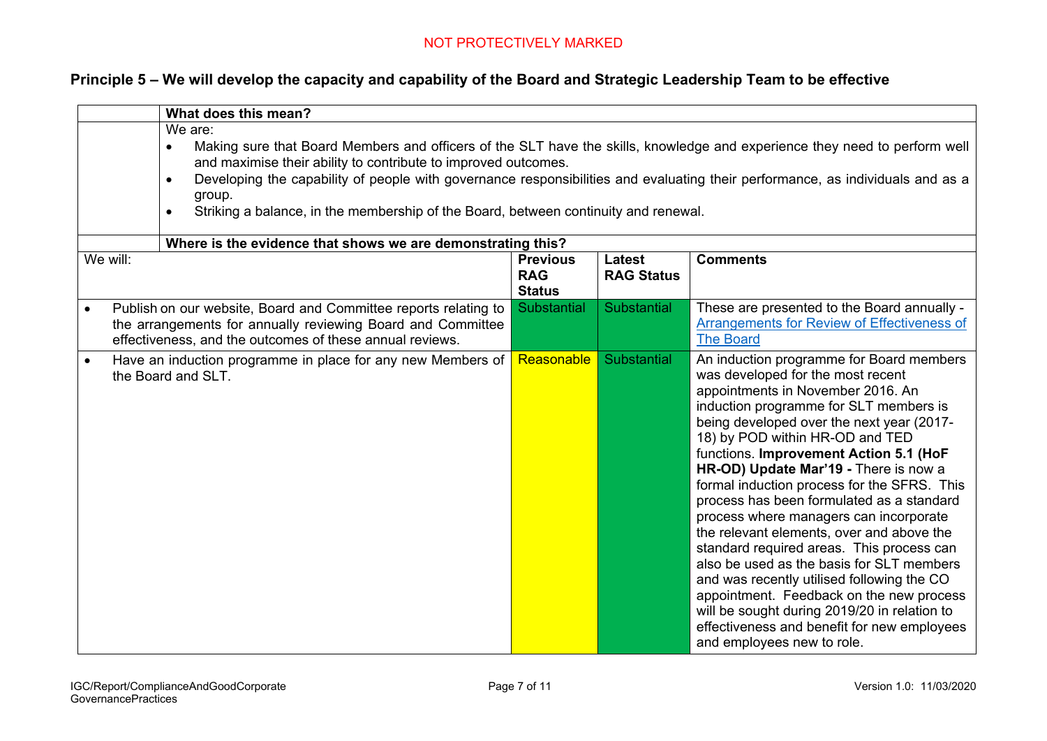## Principle 5 – We will develop the capacity and capability of the Board and Strategic Leadership Team to be effective

| | **What does this mean?** | | | |
|---|---|---|---|---|
| | We are:<br>• Making sure that Board Members and officers of the SLT have the skills, knowledge and experience they need to perform well and maximise their ability to contribute to improved outcomes.<br>• Developing the capability of people with governance responsibilities and evaluating their performance, as individuals and as a group.<br>• Striking a balance, in the membership of the Board, between continuity and renewal. | | | |
| | **Where is the evidence that shows we are demonstrating this?** | | | |
| We will: | | **Previous RAG Status** | **Latest RAG Status** | **Comments** |
| • Publish on our website, Board and Committee reports relating to the arrangements for annually reviewing Board and Committee effectiveness, and the outcomes of these annual reviews. | | Substantial | Substantial | These are presented to the Board annually - [Arrangements for Review of Effectiveness of The Board]() |
| • Have an induction programme in place for any new Members of the Board and SLT. | | Reasonable | Substantial | An induction programme for Board members was developed for the most recent appointments in November 2016. An induction programme for SLT members is being developed over the next year (2017-18) by POD within HR-OD and TED functions. **Improvement Action 5.1 (HoF HR-OD) Update Mar'19 -** There is now a formal induction process for the SFRS. This process has been formulated as a standard process where managers can incorporate the relevant elements, over and above the standard required areas. This process can also be used as the basis for SLT members and was recently utilised following the CO appointment. Feedback on the new process will be sought during 2019/20 in relation to effectiveness and benefit for new employees and employees new to role. |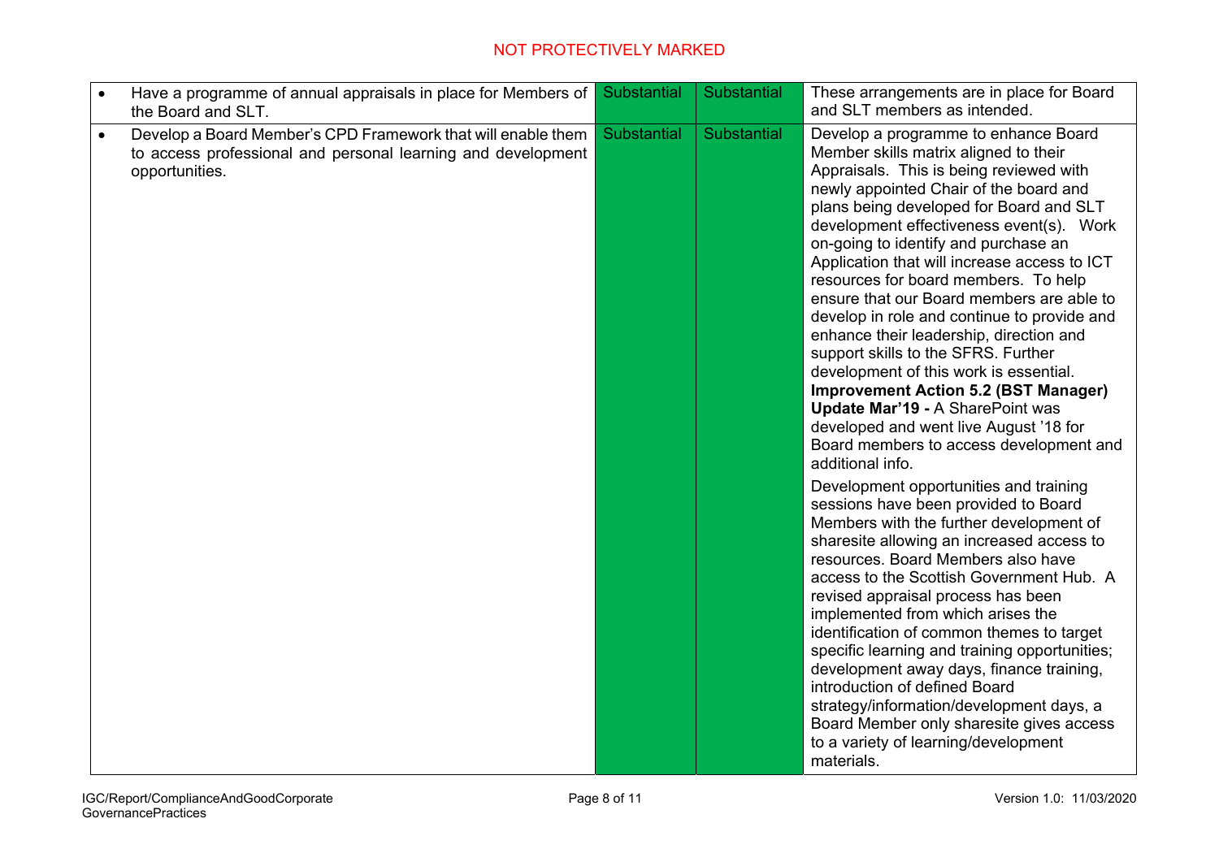| | | | |
|---|---|---|---|
| • Have a programme of annual appraisals in place for Members of the Board and SLT. | Substantial | Substantial | These arrangements are in place for Board and SLT members as intended. |
| • Develop a Board Member's CPD Framework that will enable them to access professional and personal learning and development opportunities. | Substantial | Substantial | Develop a programme to enhance Board Member skills matrix aligned to their Appraisals. This is being reviewed with newly appointed Chair of the board and plans being developed for Board and SLT development effectiveness event(s). Work on-going to identify and purchase an Application that will increase access to ICT resources for board members. To help ensure that our Board members are able to develop in role and continue to provide and enhance their leadership, direction and support skills to the SFRS. Further development of this work is essential. **Improvement Action 5.2 (BST Manager) Update Mar'19 -** A SharePoint was developed and went live August '18 for Board members to access development and additional info.<br><br>Development opportunities and training sessions have been provided to Board Members with the further development of sharesite allowing an increased access to resources. Board Members also have access to the Scottish Government Hub. A revised appraisal process has been implemented from which arises the identification of common themes to target specific learning and training opportunities; development away days, finance training, introduction of defined Board strategy/information/development days, a Board Member only sharesite gives access to a variety of learning/development materials. |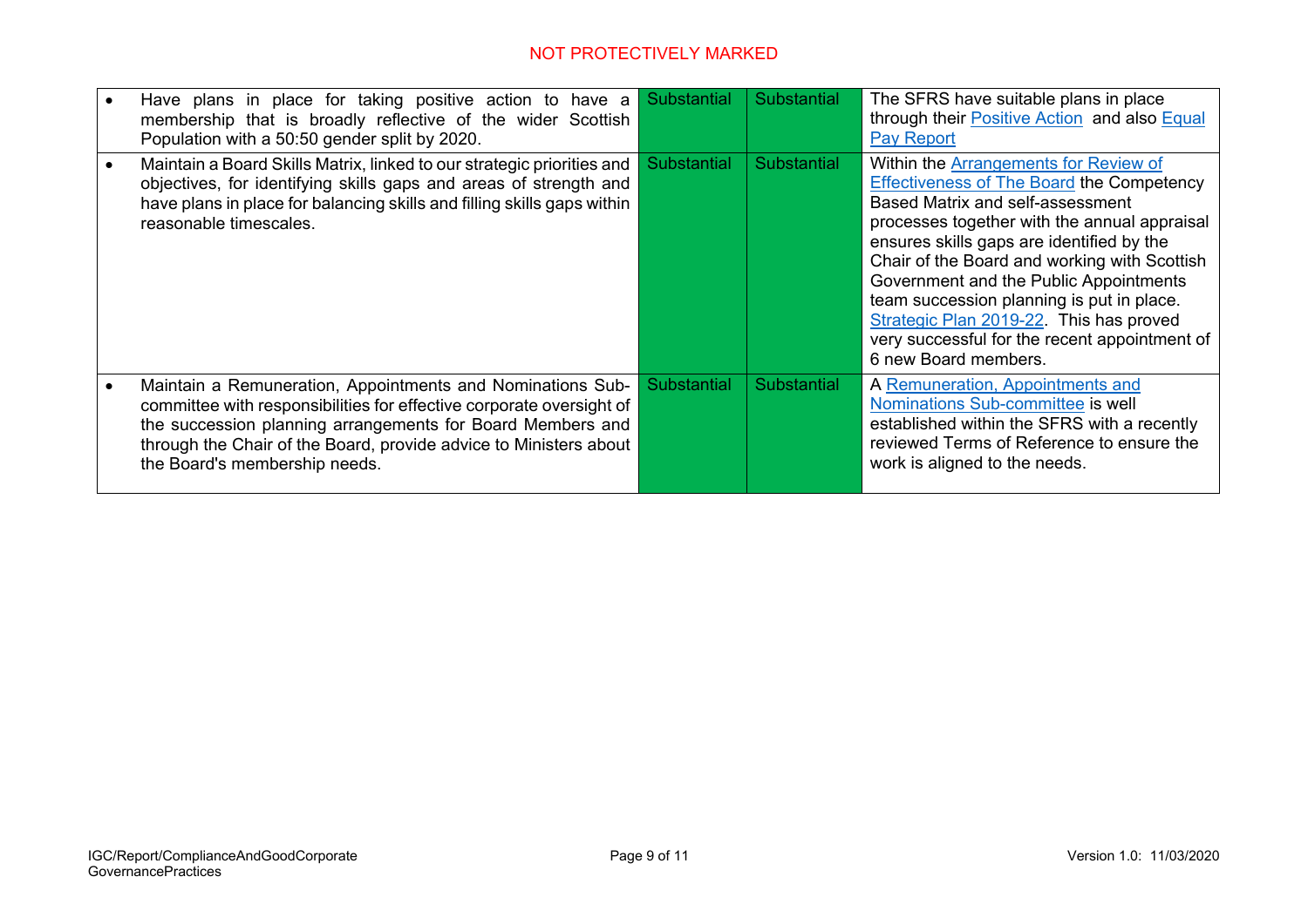| | | | |
|---|---|---|---|
| • Have plans in place for taking positive action to have a membership that is broadly reflective of the wider Scottish Population with a 50:50 gender split by 2020. | Substantial | Substantial | The SFRS have suitable plans in place through their Positive Action and also Equal Pay Report |
| • Maintain a Board Skills Matrix, linked to our strategic priorities and objectives, for identifying skills gaps and areas of strength and have plans in place for balancing skills and filling skills gaps within reasonable timescales. | Substantial | Substantial | Within the Arrangements for Review of Effectiveness of The Board the Competency Based Matrix and self-assessment processes together with the annual appraisal ensures skills gaps are identified by the Chair of the Board and working with Scottish Government and the Public Appointments team succession planning is put in place. Strategic Plan 2019-22. This has proved very successful for the recent appointment of 6 new Board members. |
| • Maintain a Remuneration, Appointments and Nominations Sub-committee with responsibilities for effective corporate oversight of the succession planning arrangements for Board Members and through the Chair of the Board, provide advice to Ministers about the Board's membership needs. | Substantial | Substantial | A Remuneration, Appointments and Nominations Sub-committee is well established within the SFRS with a recently reviewed Terms of Reference to ensure the work is aligned to the needs. |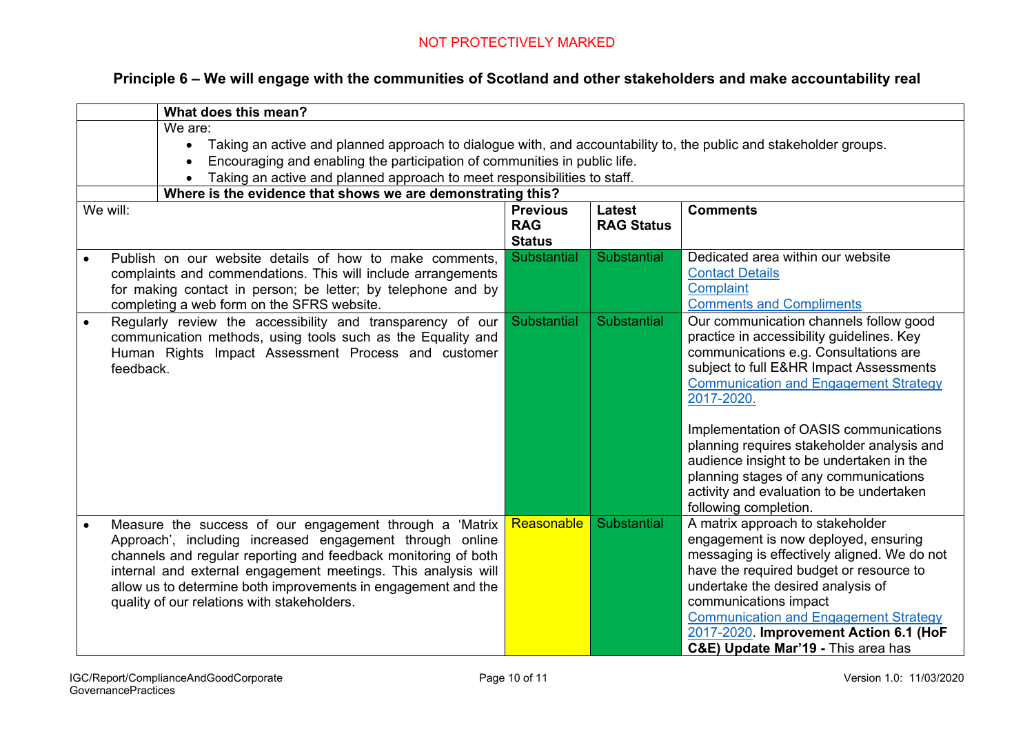## Principle 6 – We will engage with the communities of Scotland and other stakeholders and make accountability real

**What does this mean?**

We are:

- Taking an active and planned approach to dialogue with, and accountability to, the public and stakeholder groups.
- Encouraging and enabling the participation of communities in public life.
- Taking an active and planned approach to meet responsibilities to staff.

**Where is the evidence that shows we are demonstrating this?**

| We will: | Previous RAG Status | Latest RAG Status | Comments |
|---|---|---|---|
| • Publish on our website details of how to make comments, complaints and commendations. This will include arrangements for making contact in person; be letter; by telephone and by completing a web form on the SFRS website. | Substantial | Substantial | Dedicated area within our website<br>Contact Details<br>Complaint<br>Comments and Compliments |
| • Regularly review the accessibility and transparency of our communication methods, using tools such as the Equality and Human Rights Impact Assessment Process and customer feedback. | Substantial | Substantial | Our communication channels follow good practice in accessibility guidelines. Key communications e.g. Consultations are subject to full E&HR Impact Assessments<br>Communication and Engagement Strategy 2017-2020.<br><br>Implementation of OASIS communications planning requires stakeholder analysis and audience insight to be undertaken in the planning stages of any communications activity and evaluation to be undertaken following completion. |
| • Measure the success of our engagement through a 'Matrix Approach', including increased engagement through online channels and regular reporting and feedback monitoring of both internal and external engagement meetings. This analysis will allow us to determine both improvements in engagement and the quality of our relations with stakeholders. | Reasonable | Substantial | A matrix approach to stakeholder engagement is now deployed, ensuring messaging is effectively aligned. We do not have the required budget or resource to undertake the desired analysis of communications impact<br>Communication and Engagement Strategy 2017-2020. **Improvement Action 6.1 (HoF C&E) Update Mar'19 -** This area has |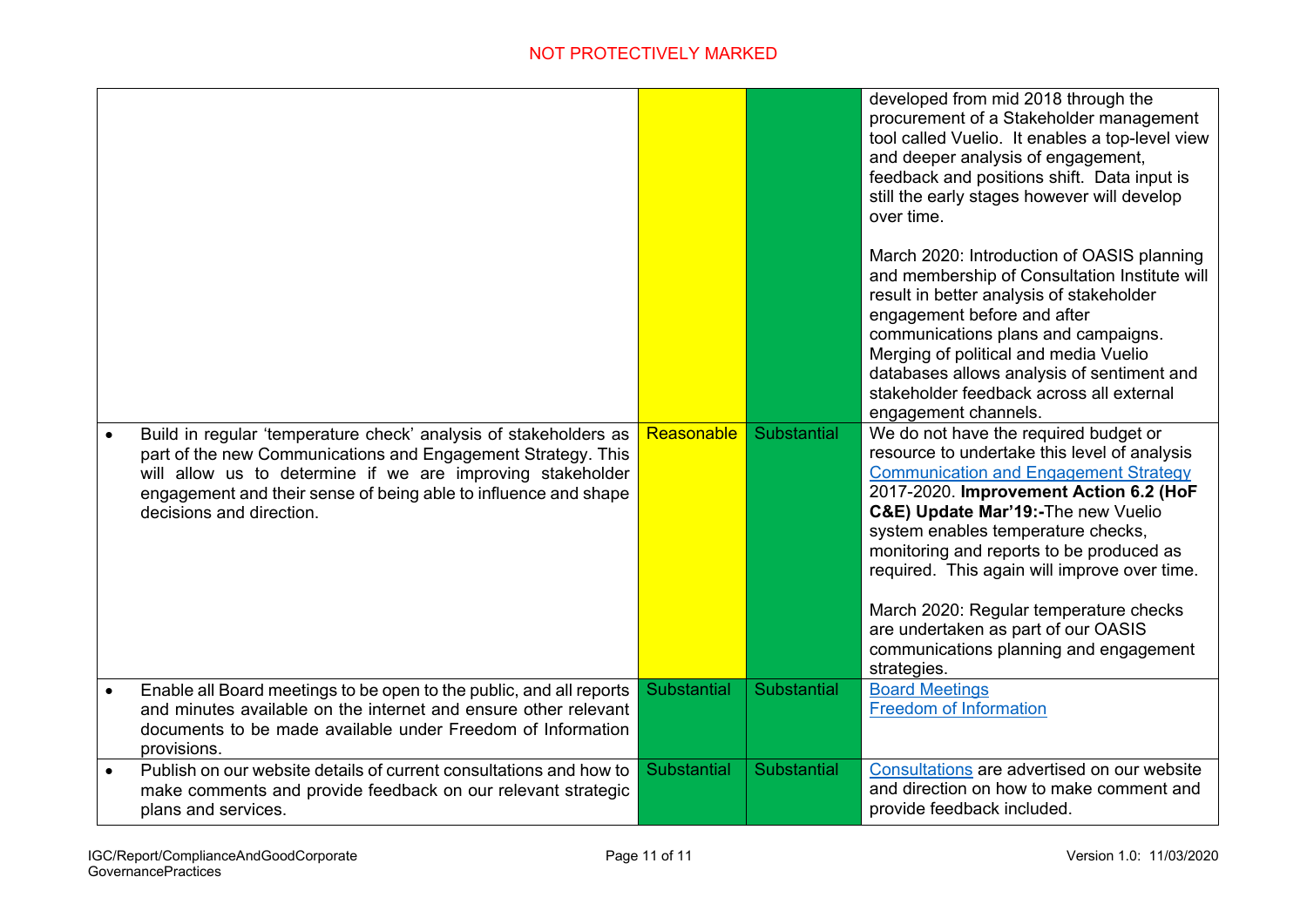| | | | |
|---|---|---|---|
| | | | developed from mid 2018 through the procurement of a Stakeholder management tool called Vuelio. It enables a top-level view and deeper analysis of engagement, feedback and positions shift. Data input is still the early stages however will develop over time.<br><br>March 2020: Introduction of OASIS planning and membership of Consultation Institute will result in better analysis of stakeholder engagement before and after communications plans and campaigns. Merging of political and media Vuelio databases allows analysis of sentiment and stakeholder feedback across all external engagement channels. |
| • Build in regular 'temperature check' analysis of stakeholders as part of the new Communications and Engagement Strategy. This will allow us to determine if we are improving stakeholder engagement and their sense of being able to influence and shape decisions and direction. | Reasonable | Substantial | We do not have the required budget or resource to undertake this level of analysis Communication and Engagement Strategy 2017-2020. **Improvement Action 6.2 (HoF C&E) Update Mar'19:-**The new Vuelio system enables temperature checks, monitoring and reports to be produced as required. This again will improve over time.<br><br>March 2020: Regular temperature checks are undertaken as part of our OASIS communications planning and engagement strategies. |
| • Enable all Board meetings to be open to the public, and all reports and minutes available on the internet and ensure other relevant documents to be made available under Freedom of Information provisions. | Substantial | Substantial | Board Meetings<br>Freedom of Information |
| • Publish on our website details of current consultations and how to make comments and provide feedback on our relevant strategic plans and services. | Substantial | Substantial | Consultations are advertised on our website and direction on how to make comment and provide feedback included. |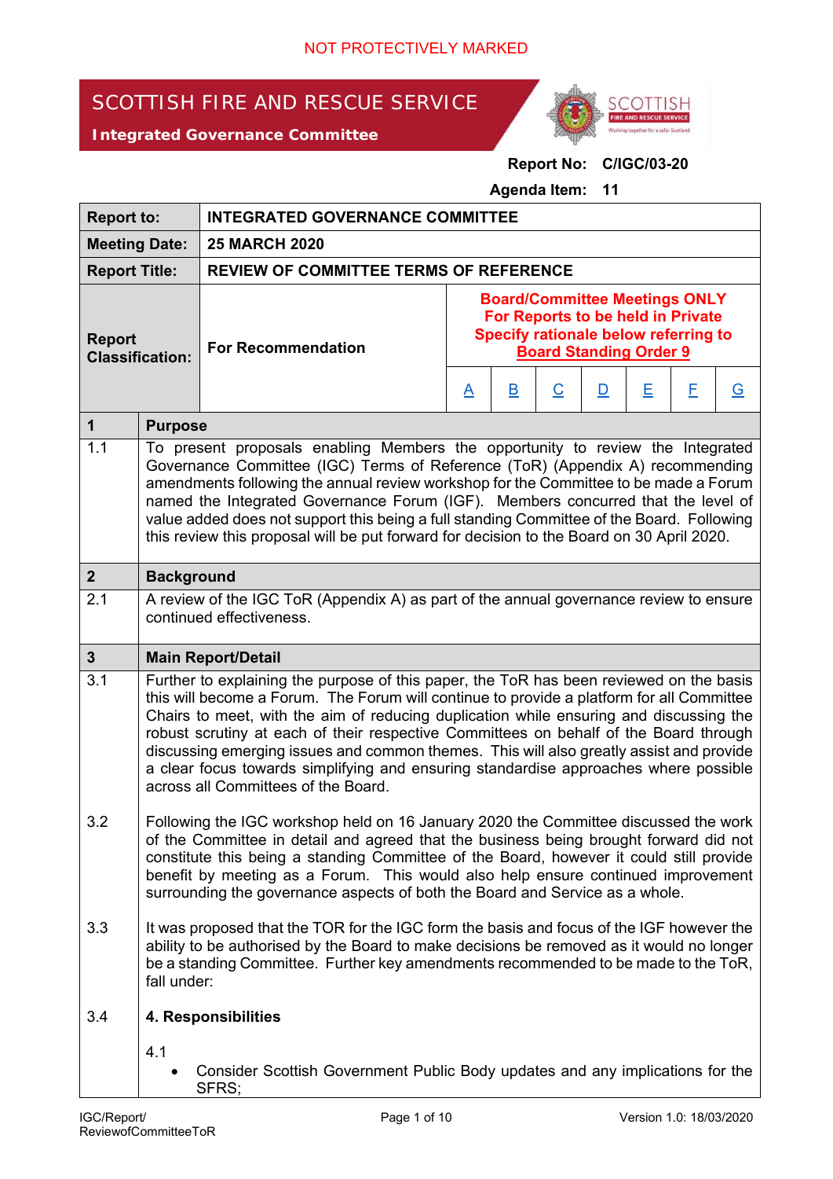NOT PROTECTIVELY MARKED

**SCOTTISH FIRE AND RESCUE SERVICE**

**Integrated Governance Committee**

**Report No: C/IGC/03-20**

**Agenda Item: 11**

| | | | | | | | | |
|---|---|---|---|---|---|---|---|---|
| **Report to:** | **INTEGRATED GOVERNANCE COMMITTEE** | | | | | | | |
| **Meeting Date:** | **25 MARCH 2020** | | | | | | | |
| **Report Title:** | **REVIEW OF COMMITTEE TERMS OF REFERENCE** | | | | | | | |
| **Report Classification:** | **For Recommendation** | **Board/Committee Meetings ONLY For Reports to be held in Private Specify rationale below referring to Board Standing Order 9** | | | | | | |
| | | A | B | C | D | E | F | G |

| | |
|---|---|
| **1** | **Purpose** |
| 1.1 | To present proposals enabling Members the opportunity to review the Integrated Governance Committee (IGC) Terms of Reference (ToR) (Appendix A) recommending amendments following the annual review workshop for the Committee to be made a Forum named the Integrated Governance Forum (IGF). Members concurred that the level of value added does not support this being a full standing Committee of the Board. Following this review this proposal will be put forward for decision to the Board on 30 April 2020. |
| **2** | **Background** |
| 2.1 | A review of the IGC ToR (Appendix A) as part of the annual governance review to ensure continued effectiveness. |
| **3** | **Main Report/Detail** |
| 3.1 | Further to explaining the purpose of this paper, the ToR has been reviewed on the basis this will become a Forum. The Forum will continue to provide a platform for all Committee Chairs to meet, with the aim of reducing duplication while ensuring and discussing the robust scrutiny at each of their respective Committees on behalf of the Board through discussing emerging issues and common themes. This will also greatly assist and provide a clear focus towards simplifying and ensuring standardise approaches where possible across all Committees of the Board. |
| 3.2 | Following the IGC workshop held on 16 January 2020 the Committee discussed the work of the Committee in detail and agreed that the business being brought forward did not constitute this being a standing Committee of the Board, however it could still provide benefit by meeting as a Forum. This would also help ensure continued improvement surrounding the governance aspects of both the Board and Service as a whole. |
| 3.3 | It was proposed that the TOR for the IGC form the basis and focus of the IGF however the ability to be authorised by the Board to make decisions be removed as it would no longer be a standing Committee. Further key amendments recommended to be made to the ToR, fall under: |
| 3.4 | **4. Responsibilities**<br><br>4.1<br>• Consider Scottish Government Public Body updates and any implications for the SFRS; |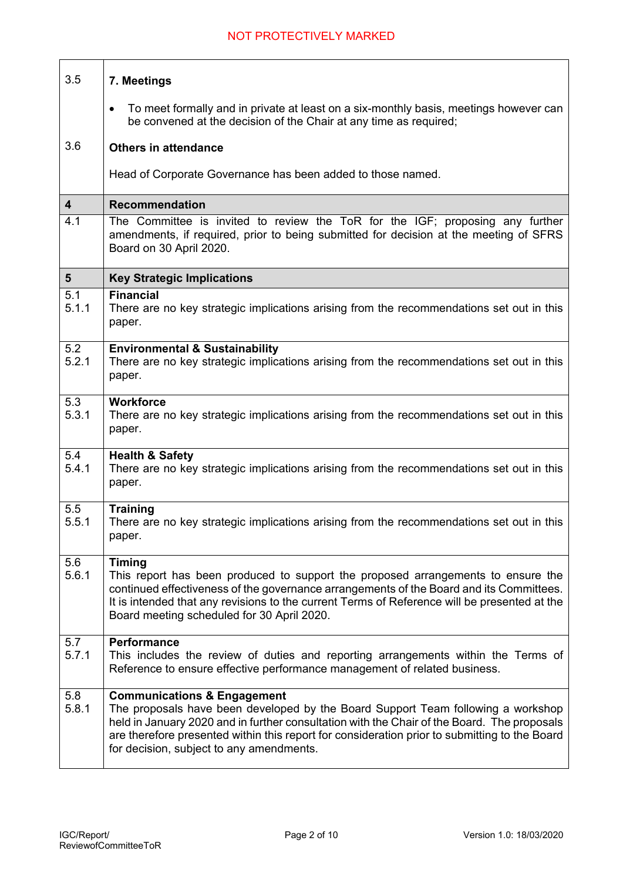| | |
|---|---|
| 3.5 | **7. Meetings** |
| | - To meet formally and in private at least on a six-monthly basis, meetings however can be convened at the decision of the Chair at any time as required; |
| 3.6 | **Others in attendance** |
| | Head of Corporate Governance has been added to those named. |
| **4** | **Recommendation** |
| 4.1 | The Committee is invited to review the ToR for the IGF; proposing any further amendments, if required, prior to being submitted for decision at the meeting of SFRS Board on 30 April 2020. |
| **5** | **Key Strategic Implications** |
| 5.1<br>5.1.1 | **Financial**<br>There are no key strategic implications arising from the recommendations set out in this paper. |
| 5.2<br>5.2.1 | **Environmental & Sustainability**<br>There are no key strategic implications arising from the recommendations set out in this paper. |
| 5.3<br>5.3.1 | **Workforce**<br>There are no key strategic implications arising from the recommendations set out in this paper. |
| 5.4<br>5.4.1 | **Health & Safety**<br>There are no key strategic implications arising from the recommendations set out in this paper. |
| 5.5<br>5.5.1 | **Training**<br>There are no key strategic implications arising from the recommendations set out in this paper. |
| 5.6<br>5.6.1 | **Timing**<br>This report has been produced to support the proposed arrangements to ensure the continued effectiveness of the governance arrangements of the Board and its Committees. It is intended that any revisions to the current Terms of Reference will be presented at the Board meeting scheduled for 30 April 2020. |
| 5.7<br>5.7.1 | **Performance**<br>This includes the review of duties and reporting arrangements within the Terms of Reference to ensure effective performance management of related business. |
| 5.8<br>5.8.1 | **Communications & Engagement**<br>The proposals have been developed by the Board Support Team following a workshop held in January 2020 and in further consultation with the Chair of the Board. The proposals are therefore presented within this report for consideration prior to submitting to the Board for decision, subject to any amendments. |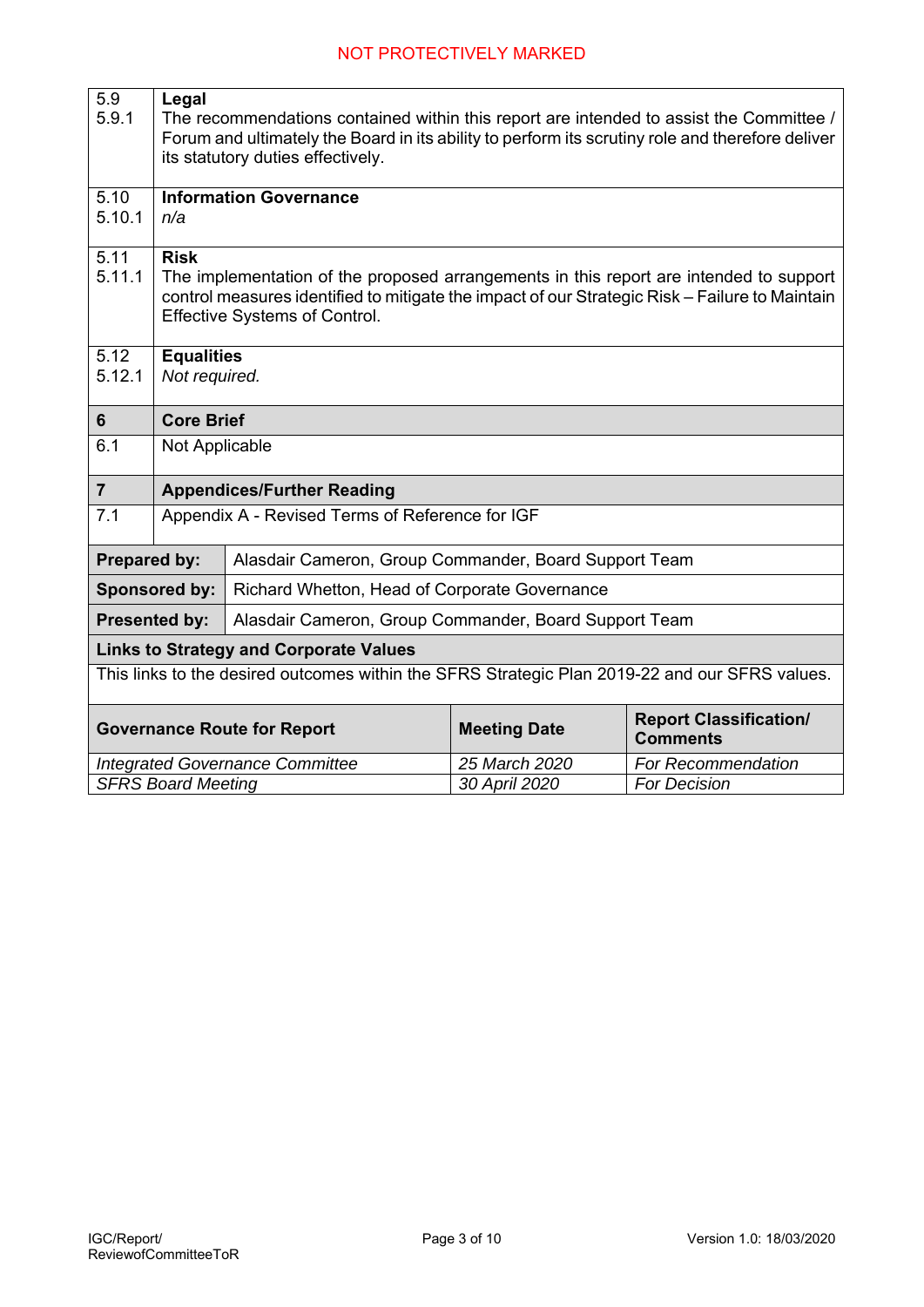| | |
|---|---|
| 5.9<br>5.9.1 | **Legal**<br>The recommendations contained within this report are intended to assist the Committee / Forum and ultimately the Board in its ability to perform its scrutiny role and therefore deliver its statutory duties effectively. |
| 5.10<br>5.10.1 | **Information Governance**<br>*n/a* |
| 5.11<br>5.11.1 | **Risk**<br>The implementation of the proposed arrangements in this report are intended to support control measures identified to mitigate the impact of our Strategic Risk – Failure to Maintain Effective Systems of Control. |
| 5.12<br>5.12.1 | **Equalities**<br>*Not required.* |
| **6** | **Core Brief** |
| 6.1 | Not Applicable |
| **7** | **Appendices/Further Reading** |
| 7.1 | Appendix A - Revised Terms of Reference for IGF |

| | |
|---|---|
| **Prepared by:** | Alasdair Cameron, Group Commander, Board Support Team |
| **Sponsored by:** | Richard Whetton, Head of Corporate Governance |
| **Presented by:** | Alasdair Cameron, Group Commander, Board Support Team |

**Links to Strategy and Corporate Values**

This links to the desired outcomes within the SFRS Strategic Plan 2019-22 and our SFRS values.

| Governance Route for Report | Meeting Date | Report Classification/ Comments |
|---|---|---|
| *Integrated Governance Committee* | *25 March 2020* | *For Recommendation* |
| *SFRS Board Meeting* | *30 April 2020* | *For Decision* |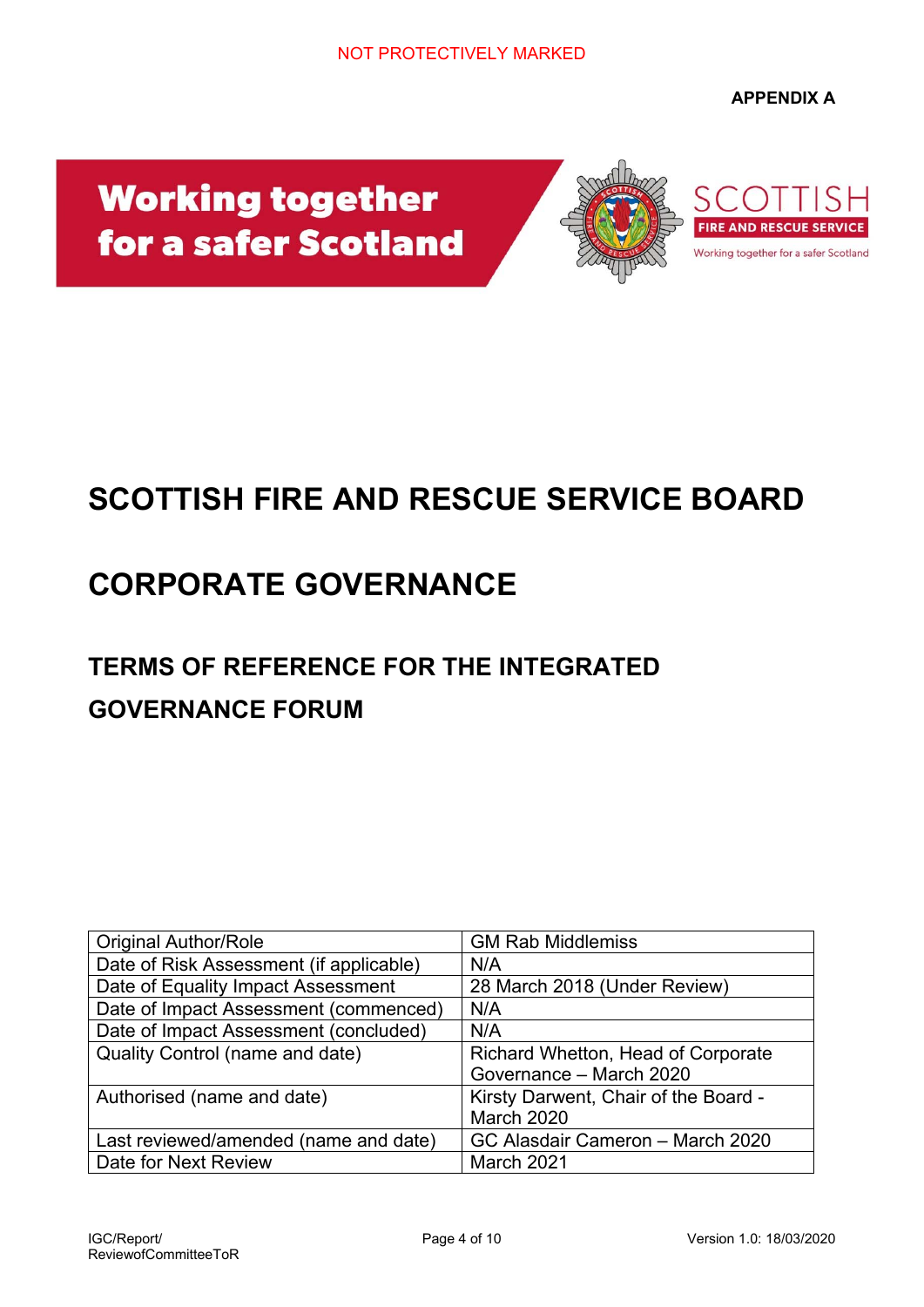**APPENDIX A**

Working together for a safer Scotland

SCOTTISH FIRE AND RESCUE SERVICE

Working together for a safer Scotland

# SCOTTISH FIRE AND RESCUE SERVICE BOARD

# CORPORATE GOVERNANCE

## TERMS OF REFERENCE FOR THE INTEGRATED GOVERNANCE FORUM

| Original Author/Role | GM Rab Middlemiss |
|---|---|
| Date of Risk Assessment (if applicable) | N/A |
| Date of Equality Impact Assessment | 28 March 2018 (Under Review) |
| Date of Impact Assessment (commenced) | N/A |
| Date of Impact Assessment (concluded) | N/A |
| Quality Control (name and date) | Richard Whetton, Head of Corporate Governance – March 2020 |
| Authorised (name and date) | Kirsty Darwent, Chair of the Board - March 2020 |
| Last reviewed/amended (name and date) | GC Alasdair Cameron – March 2020 |
| Date for Next Review | March 2021 |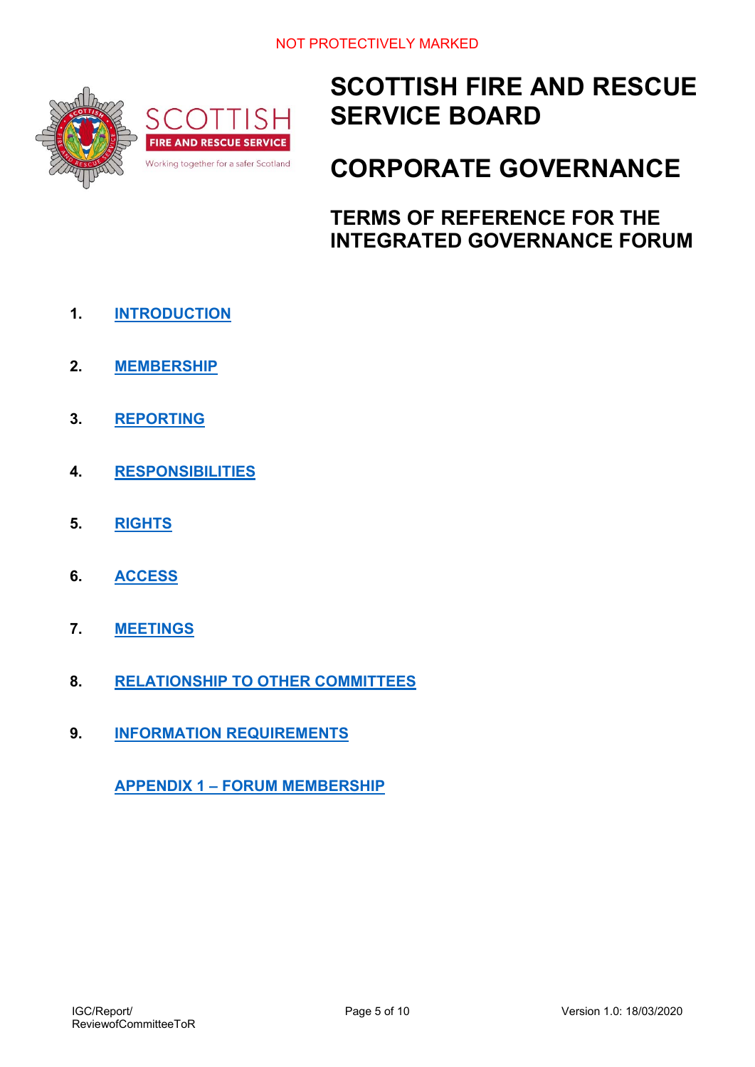# SCOTTISH FIRE AND RESCUE SERVICE BOARD

# CORPORATE GOVERNANCE

## TERMS OF REFERENCE FOR THE INTEGRATED GOVERNANCE FORUM

1. **INTRODUCTION**
2. **MEMBERSHIP**
3. **REPORTING**
4. **RESPONSIBILITIES**
5. **RIGHTS**
6. **ACCESS**
7. **MEETINGS**
8. **RELATIONSHIP TO OTHER COMMITTEES**
9. **INFORMATION REQUIREMENTS**

**APPENDIX 1 – FORUM MEMBERSHIP**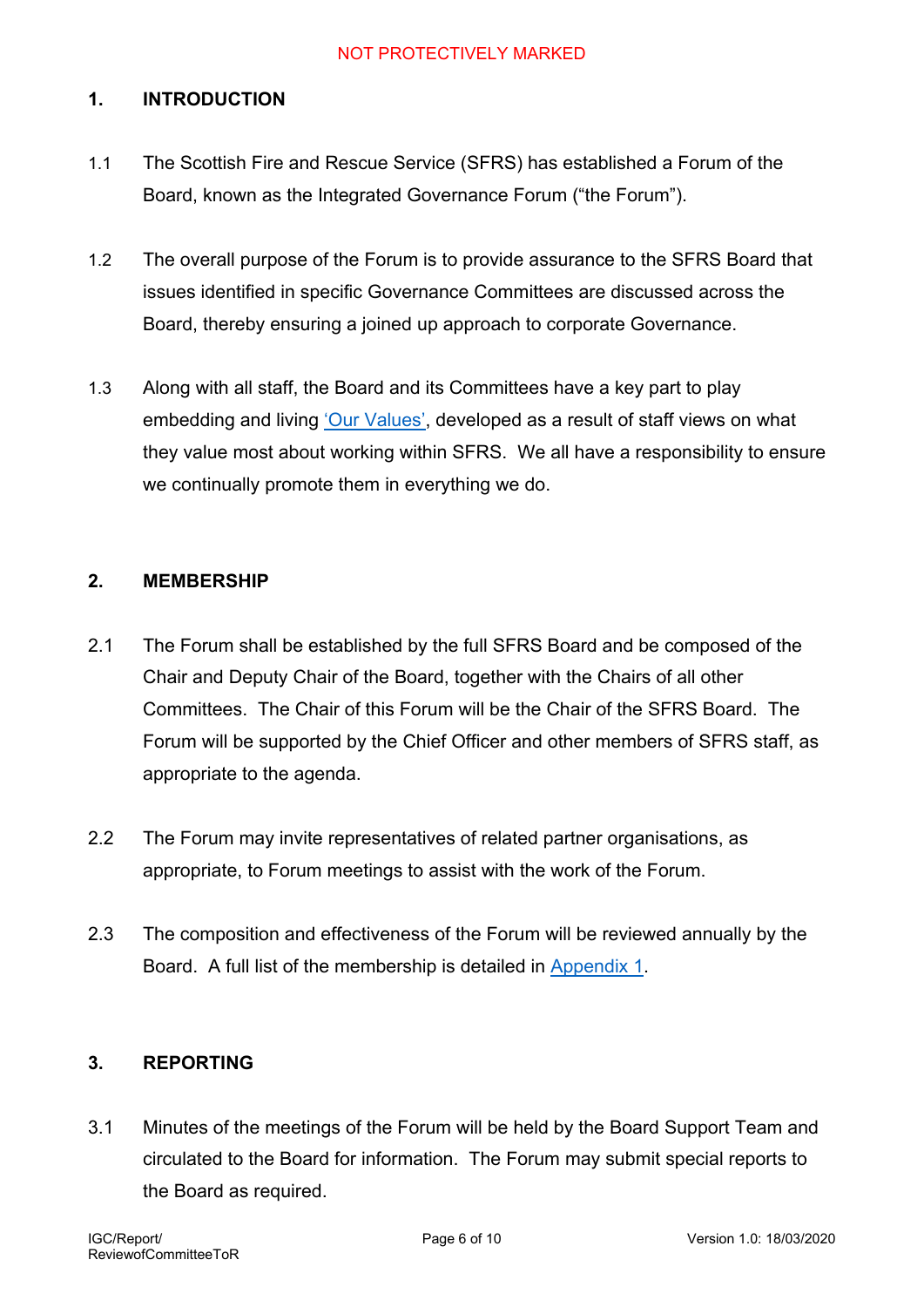## 1. INTRODUCTION

1.1 The Scottish Fire and Rescue Service (SFRS) has established a Forum of the Board, known as the Integrated Governance Forum ("the Forum").

1.2 The overall purpose of the Forum is to provide assurance to the SFRS Board that issues identified in specific Governance Committees are discussed across the Board, thereby ensuring a joined up approach to corporate Governance.

1.3 Along with all staff, the Board and its Committees have a key part to play embedding and living 'Our Values', developed as a result of staff views on what they value most about working within SFRS. We all have a responsibility to ensure we continually promote them in everything we do.

## 2. MEMBERSHIP

2.1 The Forum shall be established by the full SFRS Board and be composed of the Chair and Deputy Chair of the Board, together with the Chairs of all other Committees. The Chair of this Forum will be the Chair of the SFRS Board. The Forum will be supported by the Chief Officer and other members of SFRS staff, as appropriate to the agenda.

2.2 The Forum may invite representatives of related partner organisations, as appropriate, to Forum meetings to assist with the work of the Forum.

2.3 The composition and effectiveness of the Forum will be reviewed annually by the Board. A full list of the membership is detailed in Appendix 1.

## 3. REPORTING

3.1 Minutes of the meetings of the Forum will be held by the Board Support Team and circulated to the Board for information. The Forum may submit special reports to the Board as required.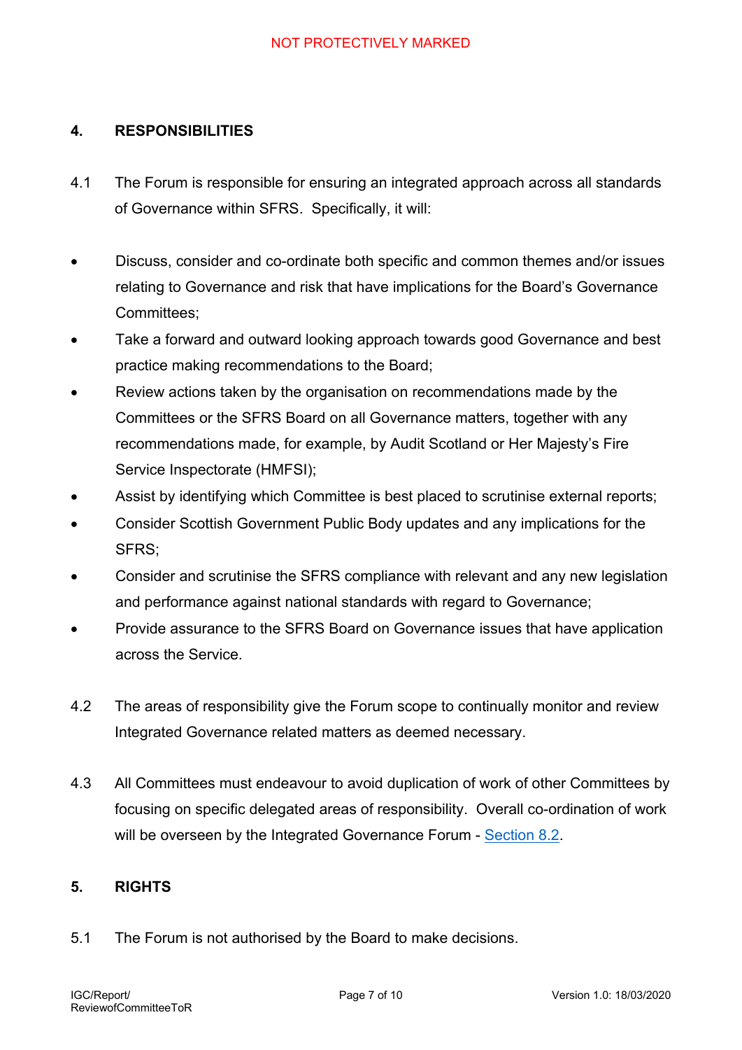## 4. RESPONSIBILITIES

4.1 The Forum is responsible for ensuring an integrated approach across all standards of Governance within SFRS. Specifically, it will:

- Discuss, consider and co-ordinate both specific and common themes and/or issues relating to Governance and risk that have implications for the Board's Governance Committees;
- Take a forward and outward looking approach towards good Governance and best practice making recommendations to the Board;
- Review actions taken by the organisation on recommendations made by the Committees or the SFRS Board on all Governance matters, together with any recommendations made, for example, by Audit Scotland or Her Majesty's Fire Service Inspectorate (HMFSI);
- Assist by identifying which Committee is best placed to scrutinise external reports;
- Consider Scottish Government Public Body updates and any implications for the SFRS;
- Consider and scrutinise the SFRS compliance with relevant and any new legislation and performance against national standards with regard to Governance;
- Provide assurance to the SFRS Board on Governance issues that have application across the Service.

4.2 The areas of responsibility give the Forum scope to continually monitor and review Integrated Governance related matters as deemed necessary.

4.3 All Committees must endeavour to avoid duplication of work of other Committees by focusing on specific delegated areas of responsibility. Overall co-ordination of work will be overseen by the Integrated Governance Forum - Section 8.2.

## 5. RIGHTS

5.1 The Forum is not authorised by the Board to make decisions.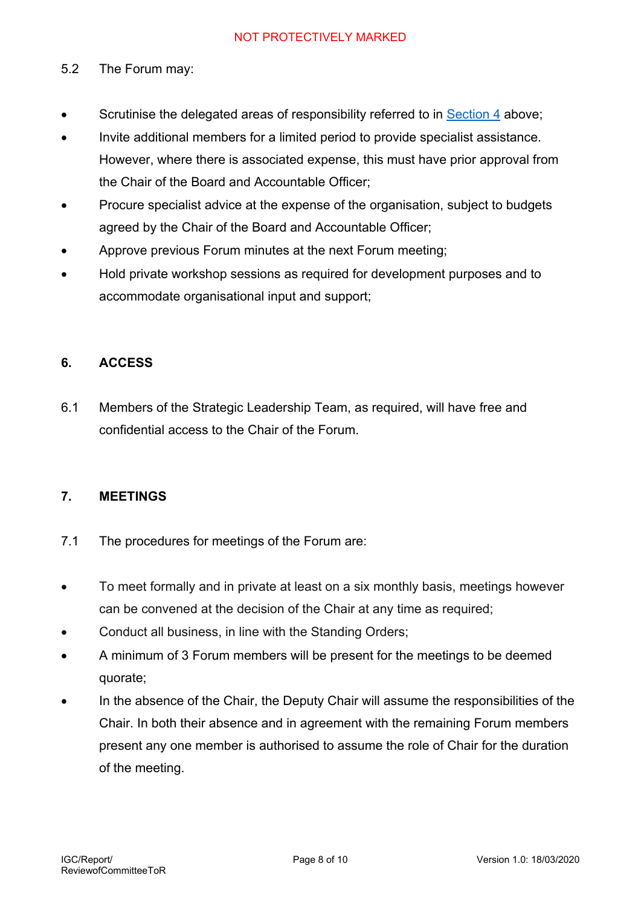5.2 The Forum may:

- Scrutinise the delegated areas of responsibility referred to in Section 4 above;
- Invite additional members for a limited period to provide specialist assistance. However, where there is associated expense, this must have prior approval from the Chair of the Board and Accountable Officer;
- Procure specialist advice at the expense of the organisation, subject to budgets agreed by the Chair of the Board and Accountable Officer;
- Approve previous Forum minutes at the next Forum meeting;
- Hold private workshop sessions as required for development purposes and to accommodate organisational input and support;

## 6. ACCESS

6.1 Members of the Strategic Leadership Team, as required, will have free and confidential access to the Chair of the Forum.

## 7. MEETINGS

7.1 The procedures for meetings of the Forum are:

- To meet formally and in private at least on a six monthly basis, meetings however can be convened at the decision of the Chair at any time as required;
- Conduct all business, in line with the Standing Orders;
- A minimum of 3 Forum members will be present for the meetings to be deemed quorate;
- In the absence of the Chair, the Deputy Chair will assume the responsibilities of the Chair. In both their absence and in agreement with the remaining Forum members present any one member is authorised to assume the role of Chair for the duration of the meeting.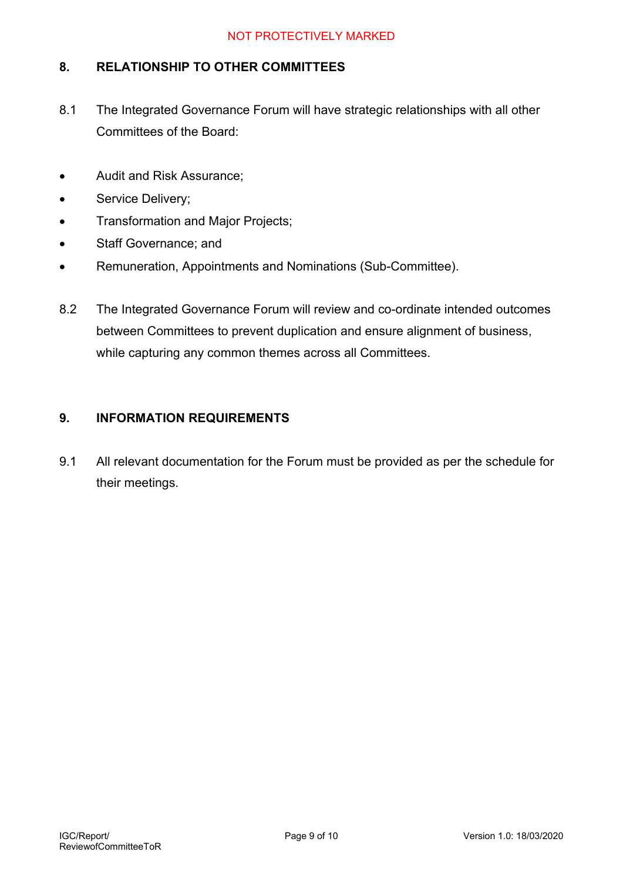## 8. RELATIONSHIP TO OTHER COMMITTEES

8.1 The Integrated Governance Forum will have strategic relationships with all other Committees of the Board:

- Audit and Risk Assurance;
- Service Delivery;
- Transformation and Major Projects;
- Staff Governance; and
- Remuneration, Appointments and Nominations (Sub-Committee).

8.2 The Integrated Governance Forum will review and co-ordinate intended outcomes between Committees to prevent duplication and ensure alignment of business, while capturing any common themes across all Committees.

## 9. INFORMATION REQUIREMENTS

9.1 All relevant documentation for the Forum must be provided as per the schedule for their meetings.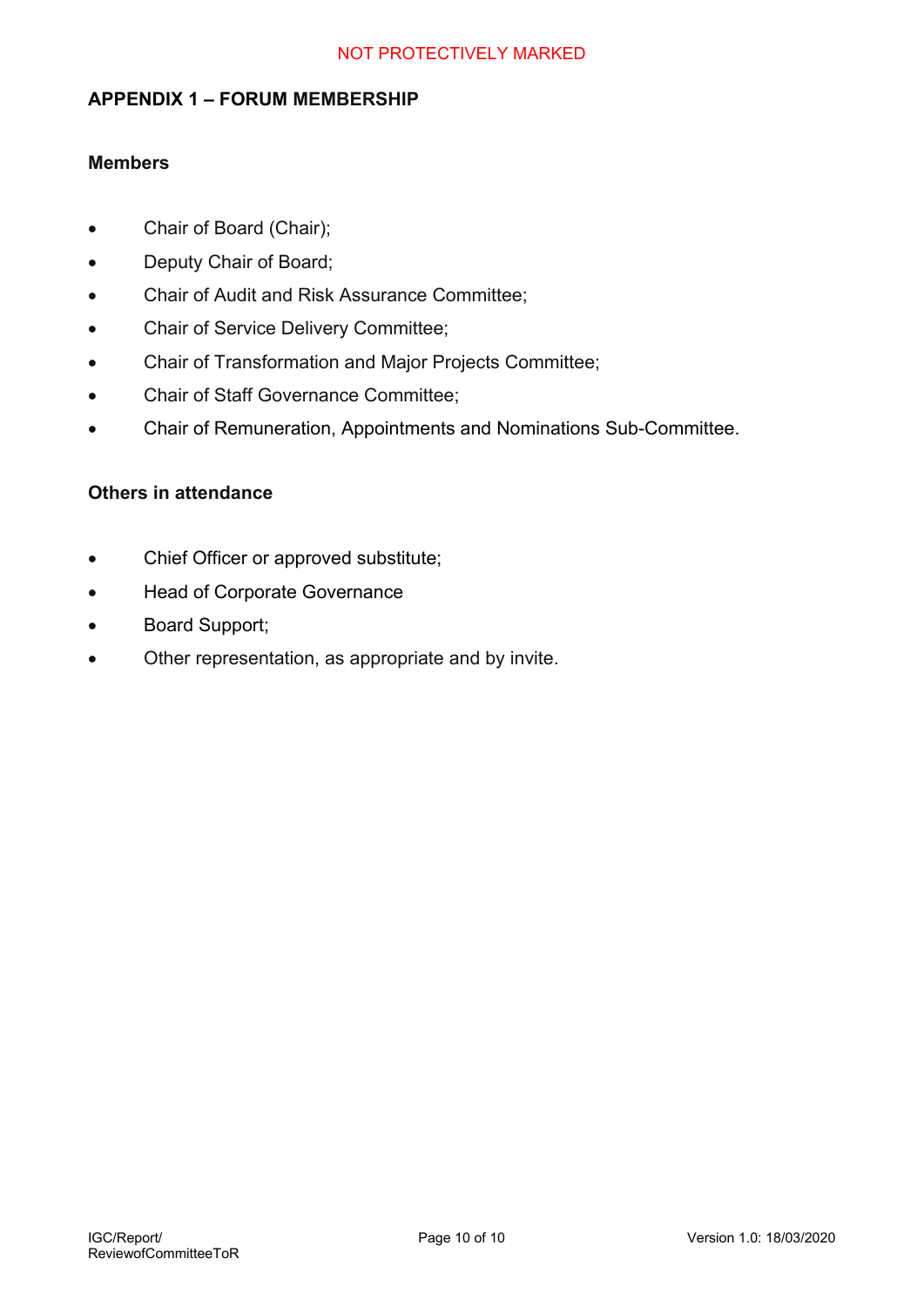## APPENDIX 1 – FORUM MEMBERSHIP

### Members

- Chair of Board (Chair);
- Deputy Chair of Board;
- Chair of Audit and Risk Assurance Committee;
- Chair of Service Delivery Committee;
- Chair of Transformation and Major Projects Committee;
- Chair of Staff Governance Committee;
- Chair of Remuneration, Appointments and Nominations Sub-Committee.

### Others in attendance

- Chief Officer or approved substitute;
- Head of Corporate Governance
- Board Support;
- Other representation, as appropriate and by invite.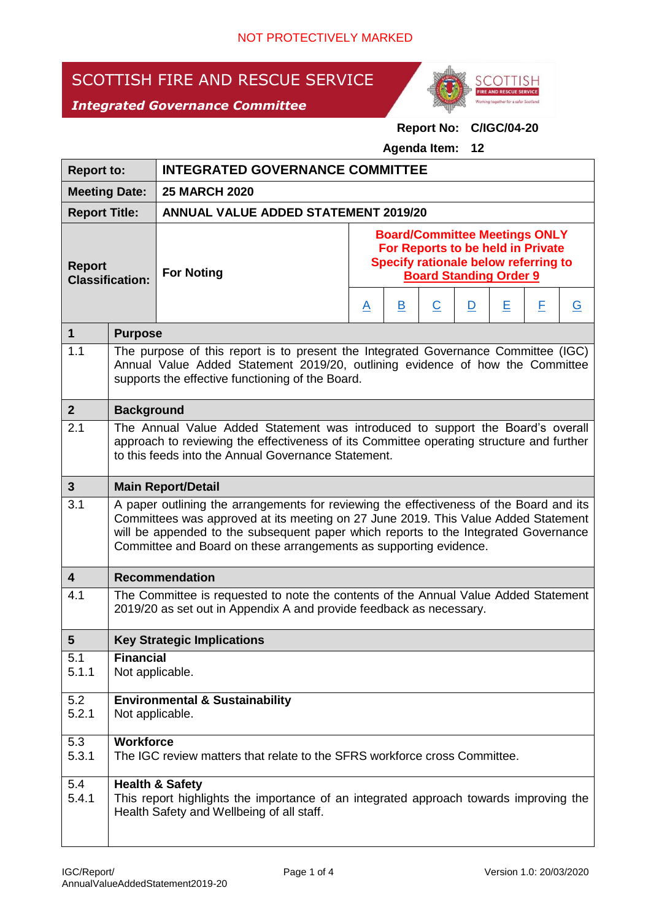NOT PROTECTIVELY MARKED

# SCOTTISH FIRE AND RESCUE SERVICE

***Integrated Governance Committee***

**Report No: C/IGC/04-20**

**Agenda Item: 12**

| **Report to:** | **INTEGRATED GOVERNANCE COMMITTEE** | | | | | | | |
|---|---|---|---|---|---|---|---|---|
| **Meeting Date:** | **25 MARCH 2020** | | | | | | | |
| **Report Title:** | **ANNUAL VALUE ADDED STATEMENT 2019/20** | | | | | | | |
| **Report Classification:** | **For Noting** | **Board/Committee Meetings ONLY For Reports to be held in Private Specify rationale below referring to Board Standing Order 9** | | | | | | |
| | | A | B | C | D | E | F | G |

| | |
|---|---|
| **1** | **Purpose** |
| 1.1 | The purpose of this report is to present the Integrated Governance Committee (IGC) Annual Value Added Statement 2019/20, outlining evidence of how the Committee supports the effective functioning of the Board. |
| **2** | **Background** |
| 2.1 | The Annual Value Added Statement was introduced to support the Board's overall approach to reviewing the effectiveness of its Committee operating structure and further to this feeds into the Annual Governance Statement. |
| **3** | **Main Report/Detail** |
| 3.1 | A paper outlining the arrangements for reviewing the effectiveness of the Board and its Committees was approved at its meeting on 27 June 2019. This Value Added Statement will be appended to the subsequent paper which reports to the Integrated Governance Committee and Board on these arrangements as supporting evidence. |
| **4** | **Recommendation** |
| 4.1 | The Committee is requested to note the contents of the Annual Value Added Statement 2019/20 as set out in Appendix A and provide feedback as necessary. |
| **5** | **Key Strategic Implications** |
| 5.1<br>5.1.1 | **Financial**<br>Not applicable. |
| 5.2<br>5.2.1 | **Environmental & Sustainability**<br>Not applicable. |
| 5.3<br>5.3.1 | **Workforce**<br>The IGC review matters that relate to the SFRS workforce cross Committee. |
| 5.4<br>5.4.1 | **Health & Safety**<br>This report highlights the importance of an integrated approach towards improving the Health Safety and Wellbeing of all staff. |

IGC/Report/AnnualValueAddedStatement2019-20 Version 1.0: 20/03/2020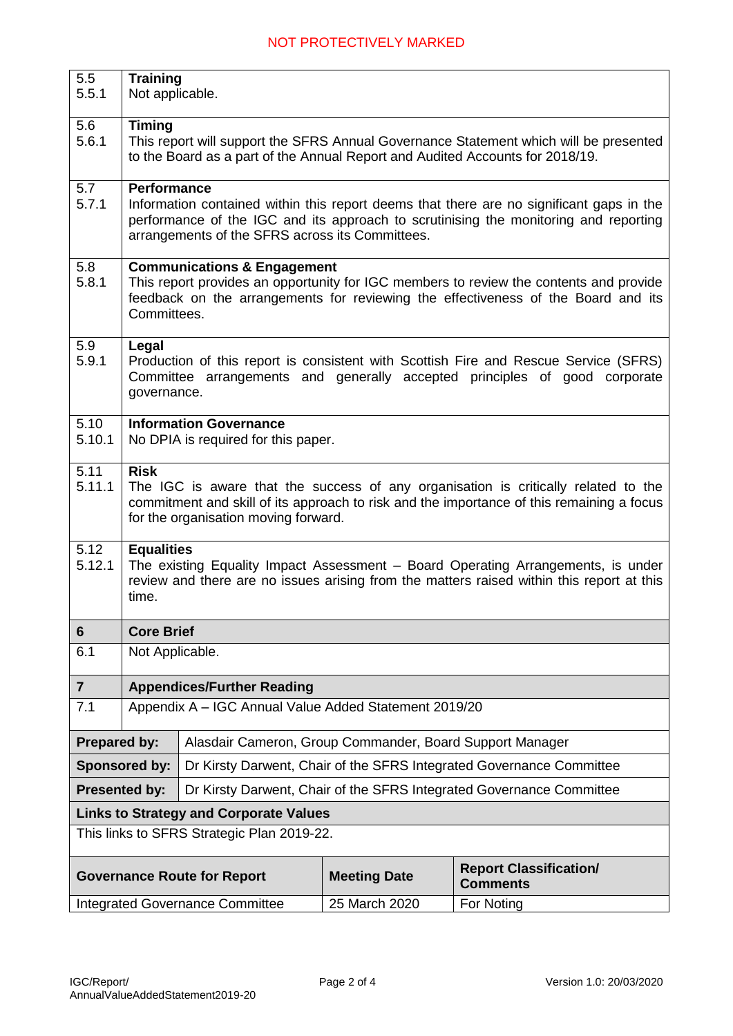NOT PROTECTIVELY MARKED

| | |
|---|---|
| 5.5<br>5.5.1 | **Training**<br>Not applicable. |
| 5.6<br>5.6.1 | **Timing**<br>This report will support the SFRS Annual Governance Statement which will be presented to the Board as a part of the Annual Report and Audited Accounts for 2018/19. |
| 5.7<br>5.7.1 | **Performance**<br>Information contained within this report deems that there are no significant gaps in the performance of the IGC and its approach to scrutinising the monitoring and reporting arrangements of the SFRS across its Committees. |
| 5.8<br>5.8.1 | **Communications & Engagement**<br>This report provides an opportunity for IGC members to review the contents and provide feedback on the arrangements for reviewing the effectiveness of the Board and its Committees. |
| 5.9<br>5.9.1 | **Legal**<br>Production of this report is consistent with Scottish Fire and Rescue Service (SFRS) Committee arrangements and generally accepted principles of good corporate governance. |
| 5.10<br>5.10.1 | **Information Governance**<br>No DPIA is required for this paper. |
| 5.11<br>5.11.1 | **Risk**<br>The IGC is aware that the success of any organisation is critically related to the commitment and skill of its approach to risk and the importance of this remaining a focus for the organisation moving forward. |
| 5.12<br>5.12.1 | **Equalities**<br>The existing Equality Impact Assessment – Board Operating Arrangements, is under review and there are no issues arising from the matters raised within this report at this time. |
| **6** | **Core Brief** |
| 6.1 | Not Applicable. |
| **7** | **Appendices/Further Reading** |
| 7.1 | Appendix A – IGC Annual Value Added Statement 2019/20 |

| | |
|---|---|
| **Prepared by:** | Alasdair Cameron, Group Commander, Board Support Manager |
| **Sponsored by:** | Dr Kirsty Darwent, Chair of the SFRS Integrated Governance Committee |
| **Presented by:** | Dr Kirsty Darwent, Chair of the SFRS Integrated Governance Committee |

**Links to Strategy and Corporate Values**

This links to SFRS Strategic Plan 2019-22.

| Governance Route for Report | Meeting Date | Report Classification/ Comments |
|---|---|---|
| Integrated Governance Committee | 25 March 2020 | For Noting |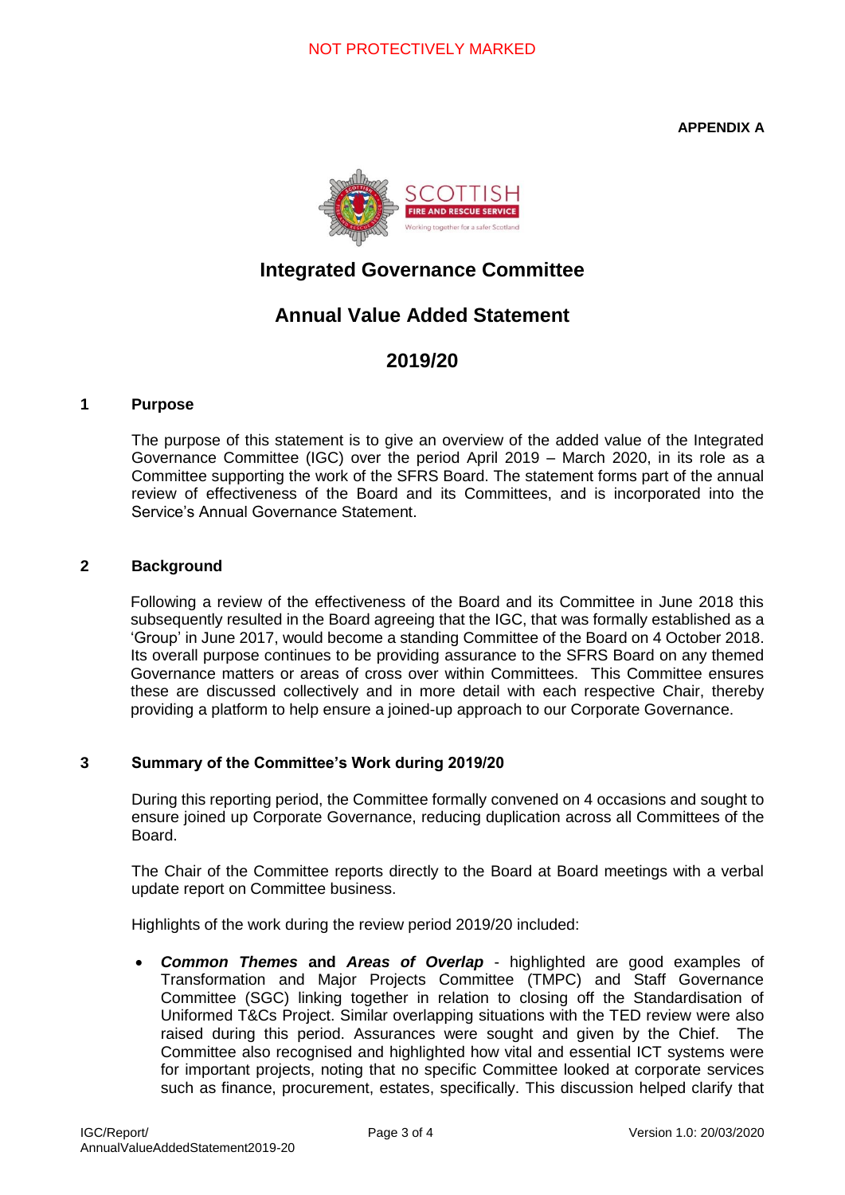**APPENDIX A**

# Integrated Governance Committee

## Annual Value Added Statement

## 2019/20

### 1 Purpose

The purpose of this statement is to give an overview of the added value of the Integrated Governance Committee (IGC) over the period April 2019 – March 2020, in its role as a Committee supporting the work of the SFRS Board. The statement forms part of the annual review of effectiveness of the Board and its Committees, and is incorporated into the Service's Annual Governance Statement.

### 2 Background

Following a review of the effectiveness of the Board and its Committee in June 2018 this subsequently resulted in the Board agreeing that the IGC, that was formally established as a 'Group' in June 2017, would become a standing Committee of the Board on 4 October 2018. Its overall purpose continues to be providing assurance to the SFRS Board on any themed Governance matters or areas of cross over within Committees. This Committee ensures these are discussed collectively and in more detail with each respective Chair, thereby providing a platform to help ensure a joined-up approach to our Corporate Governance.

### 3 Summary of the Committee's Work during 2019/20

During this reporting period, the Committee formally convened on 4 occasions and sought to ensure joined up Corporate Governance, reducing duplication across all Committees of the Board.

The Chair of the Committee reports directly to the Board at Board meetings with a verbal update report on Committee business.

Highlights of the work during the review period 2019/20 included:

- ***Common Themes*** **and** ***Areas of Overlap*** - highlighted are good examples of Transformation and Major Projects Committee (TMPC) and Staff Governance Committee (SGC) linking together in relation to closing off the Standardisation of Uniformed T&Cs Project. Similar overlapping situations with the TED review were also raised during this period. Assurances were sought and given by the Chief. The Committee also recognised and highlighted how vital and essential ICT systems were for important projects, noting that no specific Committee looked at corporate services such as finance, procurement, estates, specifically. This discussion helped clarify that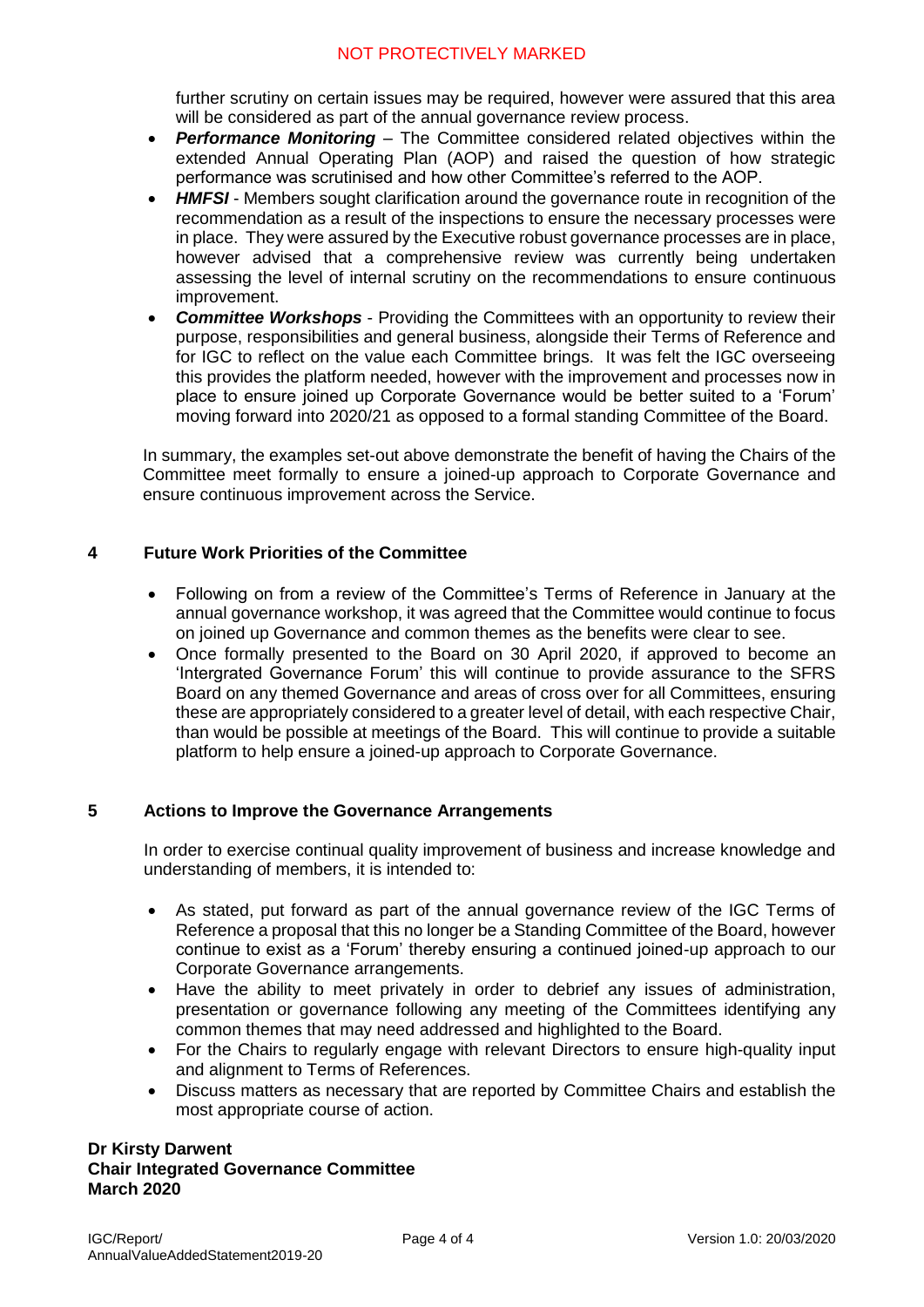further scrutiny on certain issues may be required, however were assured that this area will be considered as part of the annual governance review process.

- ***Performance Monitoring*** – The Committee considered related objectives within the extended Annual Operating Plan (AOP) and raised the question of how strategic performance was scrutinised and how other Committee's referred to the AOP.
- ***HMFSI*** - Members sought clarification around the governance route in recognition of the recommendation as a result of the inspections to ensure the necessary processes were in place. They were assured by the Executive robust governance processes are in place, however advised that a comprehensive review was currently being undertaken assessing the level of internal scrutiny on the recommendations to ensure continuous improvement.
- ***Committee Workshops*** - Providing the Committees with an opportunity to review their purpose, responsibilities and general business, alongside their Terms of Reference and for IGC to reflect on the value each Committee brings. It was felt the IGC overseeing this provides the platform needed, however with the improvement and processes now in place to ensure joined up Corporate Governance would be better suited to a 'Forum' moving forward into 2020/21 as opposed to a formal standing Committee of the Board.

In summary, the examples set-out above demonstrate the benefit of having the Chairs of the Committee meet formally to ensure a joined-up approach to Corporate Governance and ensure continuous improvement across the Service.

## 4 Future Work Priorities of the Committee

- Following on from a review of the Committee's Terms of Reference in January at the annual governance workshop, it was agreed that the Committee would continue to focus on joined up Governance and common themes as the benefits were clear to see.
- Once formally presented to the Board on 30 April 2020, if approved to become an 'Intergrated Governance Forum' this will continue to provide assurance to the SFRS Board on any themed Governance and areas of cross over for all Committees, ensuring these are appropriately considered to a greater level of detail, with each respective Chair, than would be possible at meetings of the Board. This will continue to provide a suitable platform to help ensure a joined-up approach to Corporate Governance.

## 5 Actions to Improve the Governance Arrangements

In order to exercise continual quality improvement of business and increase knowledge and understanding of members, it is intended to:

- As stated, put forward as part of the annual governance review of the IGC Terms of Reference a proposal that this no longer be a Standing Committee of the Board, however continue to exist as a 'Forum' thereby ensuring a continued joined-up approach to our Corporate Governance arrangements.
- Have the ability to meet privately in order to debrief any issues of administration, presentation or governance following any meeting of the Committees identifying any common themes that may need addressed and highlighted to the Board.
- For the Chairs to regularly engage with relevant Directors to ensure high-quality input and alignment to Terms of References.
- Discuss matters as necessary that are reported by Committee Chairs and establish the most appropriate course of action.

**Dr Kirsty Darwent**
**Chair Integrated Governance Committee**
**March 2020**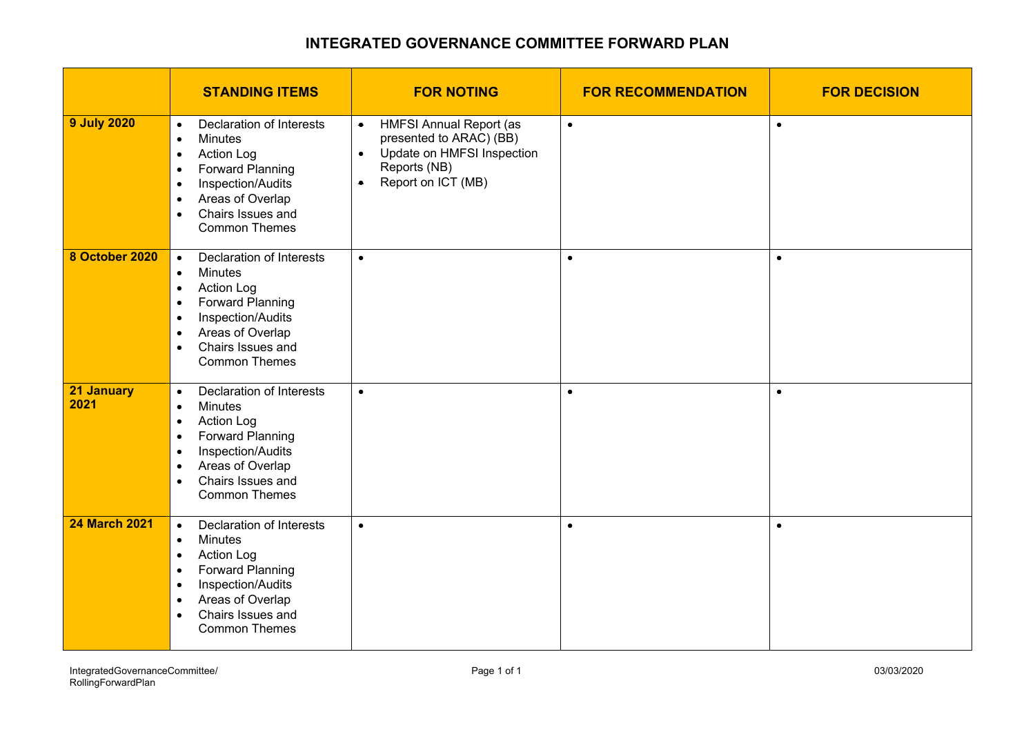# INTEGRATED GOVERNANCE COMMITTEE FORWARD PLAN

| | STANDING ITEMS | FOR NOTING | FOR RECOMMENDATION | FOR DECISION |
|---|---|---|---|---|
| **9 July 2020** | • Declaration of Interests<br>• Minutes<br>• Action Log<br>• Forward Planning<br>• Inspection/Audits<br>• Areas of Overlap<br>• Chairs Issues and Common Themes | • HMFSI Annual Report (as presented to ARAC) (BB)<br>• Update on HMFSI Inspection Reports (NB)<br>• Report on ICT (MB) | • | • |
| **8 October 2020** | • Declaration of Interests<br>• Minutes<br>• Action Log<br>• Forward Planning<br>• Inspection/Audits<br>• Areas of Overlap<br>• Chairs Issues and Common Themes | • | • | • |
| **21 January 2021** | • Declaration of Interests<br>• Minutes<br>• Action Log<br>• Forward Planning<br>• Inspection/Audits<br>• Areas of Overlap<br>• Chairs Issues and Common Themes | • | • | • |
| **24 March 2021** | • Declaration of Interests<br>• Minutes<br>• Action Log<br>• Forward Planning<br>• Inspection/Audits<br>• Areas of Overlap<br>• Chairs Issues and Common Themes | • | • | • |

IntegratedGovernanceCommittee/
RollingForwardPlan

03/03/2020